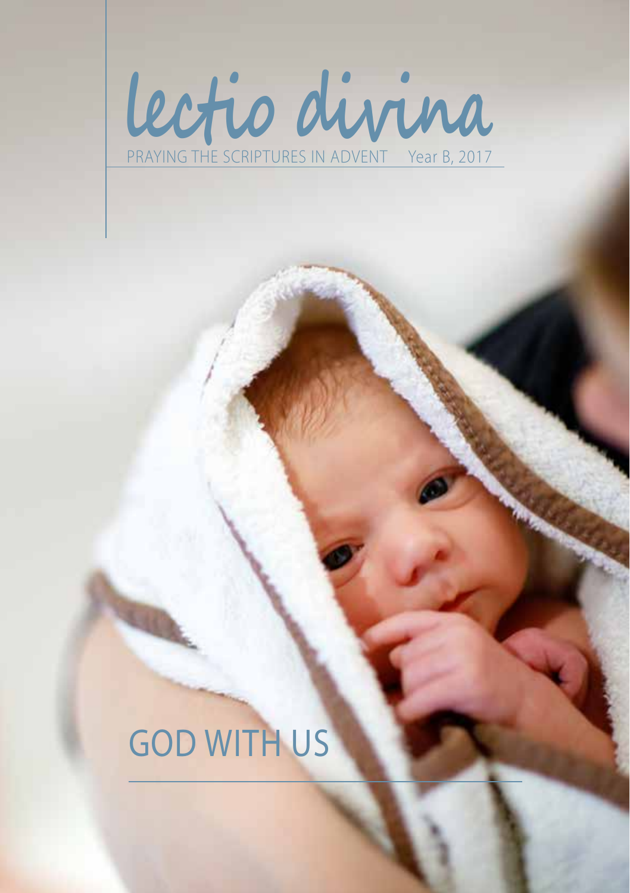# lectio divina

PRAYING THE SCRIPTURES IN ADVENT Year B, 2017

## GOD WITH US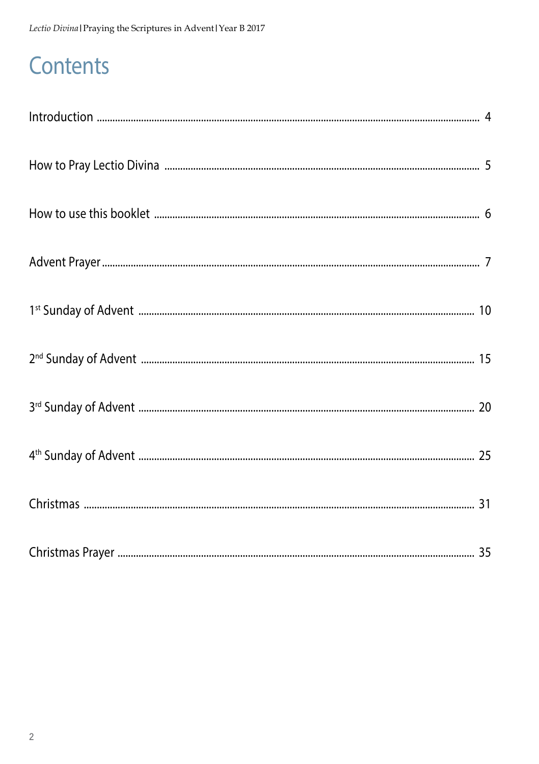# Contents

| | |
|---|---|
| Introduction | 4 |
| How to Pray Lectio Divina | 5 |
| How to use this booklet | 6 |
| Advent Prayer | 7 |
| 1st Sunday of Advent | 10 |
| 2nd Sunday of Advent | 15 |
| 3rd Sunday of Advent | 20 |
| 4th Sunday of Advent | 25 |
| Christmas | 31 |
| Christmas Prayer | 35 |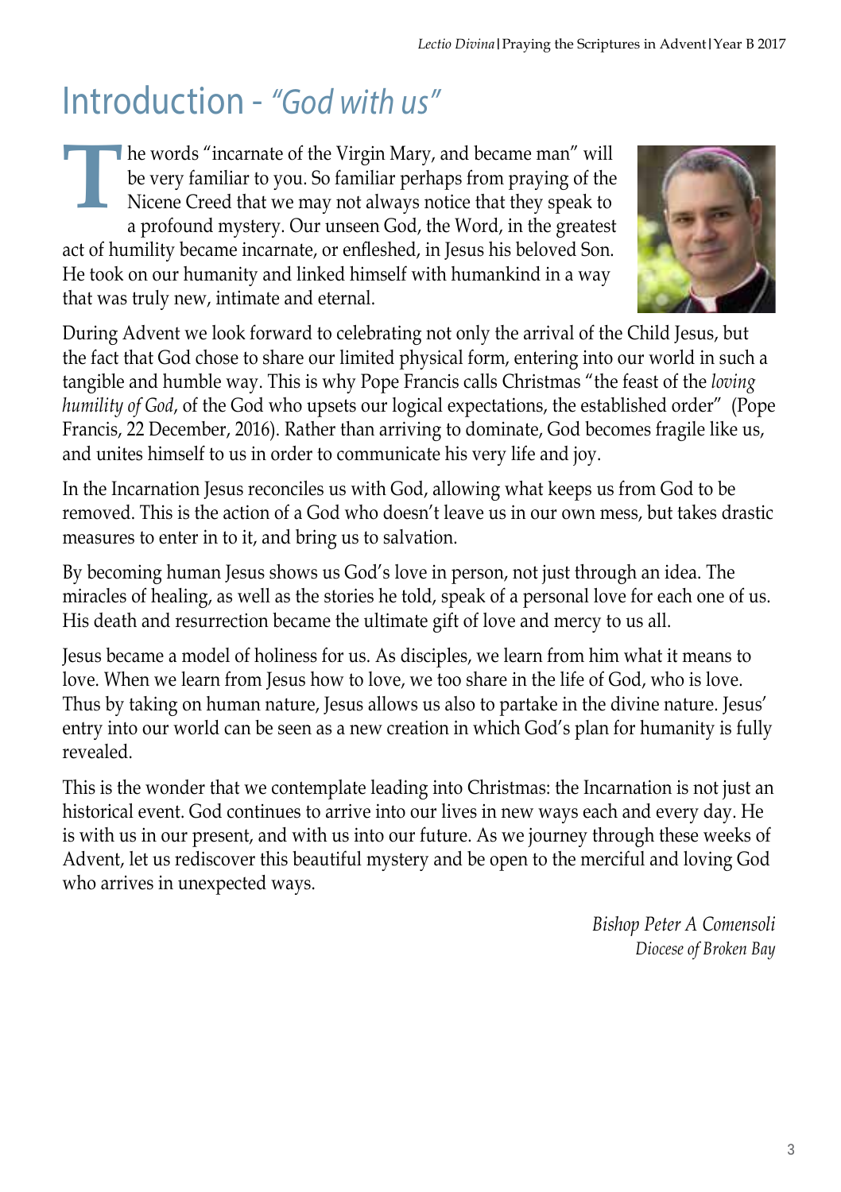# Introduction - *"God with us"*

The words "incarnate of the Virgin Mary, and became man" will be very familiar to you. So familiar perhaps from praying of the Nicene Creed that we may not always notice that they speak to a profound mystery. Our unseen God, the Word, in the greatest act of humility became incarnate, or enfleshed, in Jesus his beloved Son. He took on our humanity and linked himself with humankind in a way that was truly new, intimate and eternal.

During Advent we look forward to celebrating not only the arrival of the Child Jesus, but the fact that God chose to share our limited physical form, entering into our world in such a tangible and humble way. This is why Pope Francis calls Christmas "the feast of the *loving humility of God*, of the God who upsets our logical expectations, the established order" (Pope Francis, 22 December, 2016). Rather than arriving to dominate, God becomes fragile like us, and unites himself to us in order to communicate his very life and joy.

In the Incarnation Jesus reconciles us with God, allowing what keeps us from God to be removed. This is the action of a God who doesn't leave us in our own mess, but takes drastic measures to enter in to it, and bring us to salvation.

By becoming human Jesus shows us God's love in person, not just through an idea. The miracles of healing, as well as the stories he told, speak of a personal love for each one of us. His death and resurrection became the ultimate gift of love and mercy to us all.

Jesus became a model of holiness for us. As disciples, we learn from him what it means to love. When we learn from Jesus how to love, we too share in the life of God, who is love. Thus by taking on human nature, Jesus allows us also to partake in the divine nature. Jesus' entry into our world can be seen as a new creation in which God's plan for humanity is fully revealed.

This is the wonder that we contemplate leading into Christmas: the Incarnation is not just an historical event. God continues to arrive into our lives in new ways each and every day. He is with us in our present, and with us into our future. As we journey through these weeks of Advent, let us rediscover this beautiful mystery and be open to the merciful and loving God who arrives in unexpected ways.

*Bishop Peter A Comensoli*
*Diocese of Broken Bay*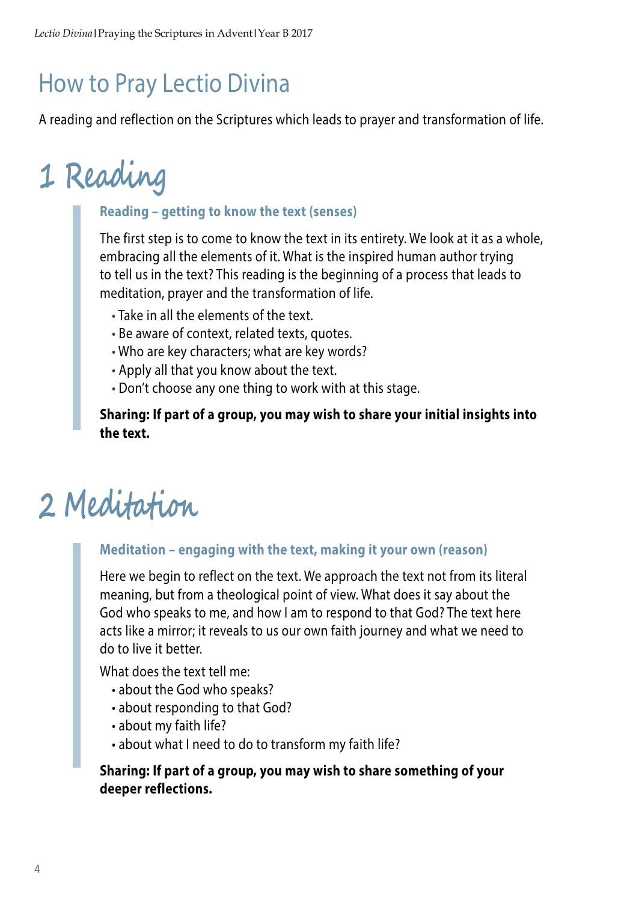# How to Pray Lectio Divina

A reading and reflection on the Scriptures which leads to prayer and transformation of life.

## 1 Reading

### Reading – getting to know the text (senses)

The first step is to come to know the text in its entirety. We look at it as a whole, embracing all the elements of it. What is the inspired human author trying to tell us in the text? This reading is the beginning of a process that leads to meditation, prayer and the transformation of life.

- Take in all the elements of the text.
- Be aware of context, related texts, quotes.
- Who are key characters; what are key words?
- Apply all that you know about the text.
- Don't choose any one thing to work with at this stage.

**Sharing: If part of a group, you may wish to share your initial insights into the text.**

## 2 Meditation

### Meditation – engaging with the text, making it your own (reason)

Here we begin to reflect on the text. We approach the text not from its literal meaning, but from a theological point of view. What does it say about the God who speaks to me, and how I am to respond to that God? The text here acts like a mirror; it reveals to us our own faith journey and what we need to do to live it better.

What does the text tell me:

- about the God who speaks?
- about responding to that God?
- about my faith life?
- about what I need to do to transform my faith life?

**Sharing: If part of a group, you may wish to share something of your deeper reflections.**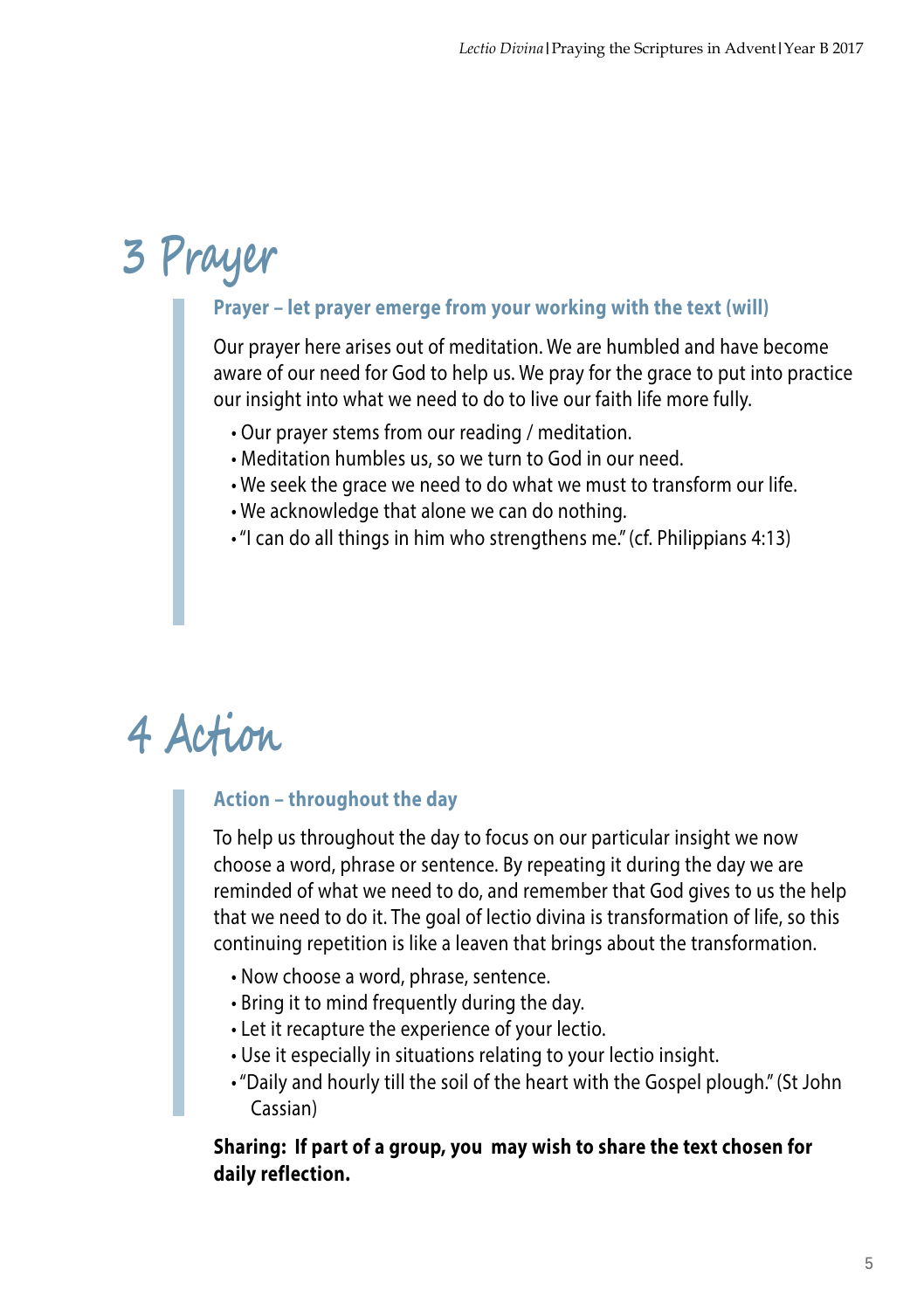# 3 Prayer

### Prayer – let prayer emerge from your working with the text (will)

Our prayer here arises out of meditation. We are humbled and have become aware of our need for God to help us. We pray for the grace to put into practice our insight into what we need to do to live our faith life more fully.

- Our prayer stems from our reading / meditation.
- Meditation humbles us, so we turn to God in our need.
- We seek the grace we need to do what we must to transform our life.
- We acknowledge that alone we can do nothing.
- "I can do all things in him who strengthens me." (cf. Philippians 4:13)

# 4 Action

### Action – throughout the day

To help us throughout the day to focus on our particular insight we now choose a word, phrase or sentence. By repeating it during the day we are reminded of what we need to do, and remember that God gives to us the help that we need to do it. The goal of lectio divina is transformation of life, so this continuing repetition is like a leaven that brings about the transformation.

- Now choose a word, phrase, sentence.
- Bring it to mind frequently during the day.
- Let it recapture the experience of your lectio.
- Use it especially in situations relating to your lectio insight.
- "Daily and hourly till the soil of the heart with the Gospel plough." (St John Cassian)

**Sharing: If part of a group, you may wish to share the text chosen for daily reflection.**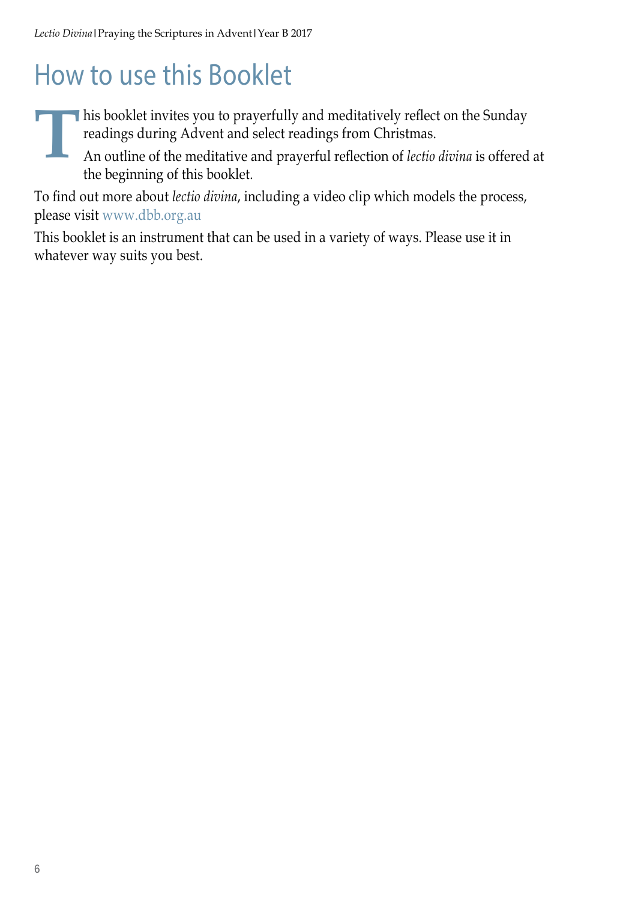# How to use this Booklet

This booklet invites you to prayerfully and meditatively reflect on the Sunday readings during Advent and select readings from Christmas.

An outline of the meditative and prayerful reflection of *lectio divina* is offered at the beginning of this booklet.

To find out more about *lectio divina*, including a video clip which models the process, please visit www.dbb.org.au

This booklet is an instrument that can be used in a variety of ways. Please use it in whatever way suits you best.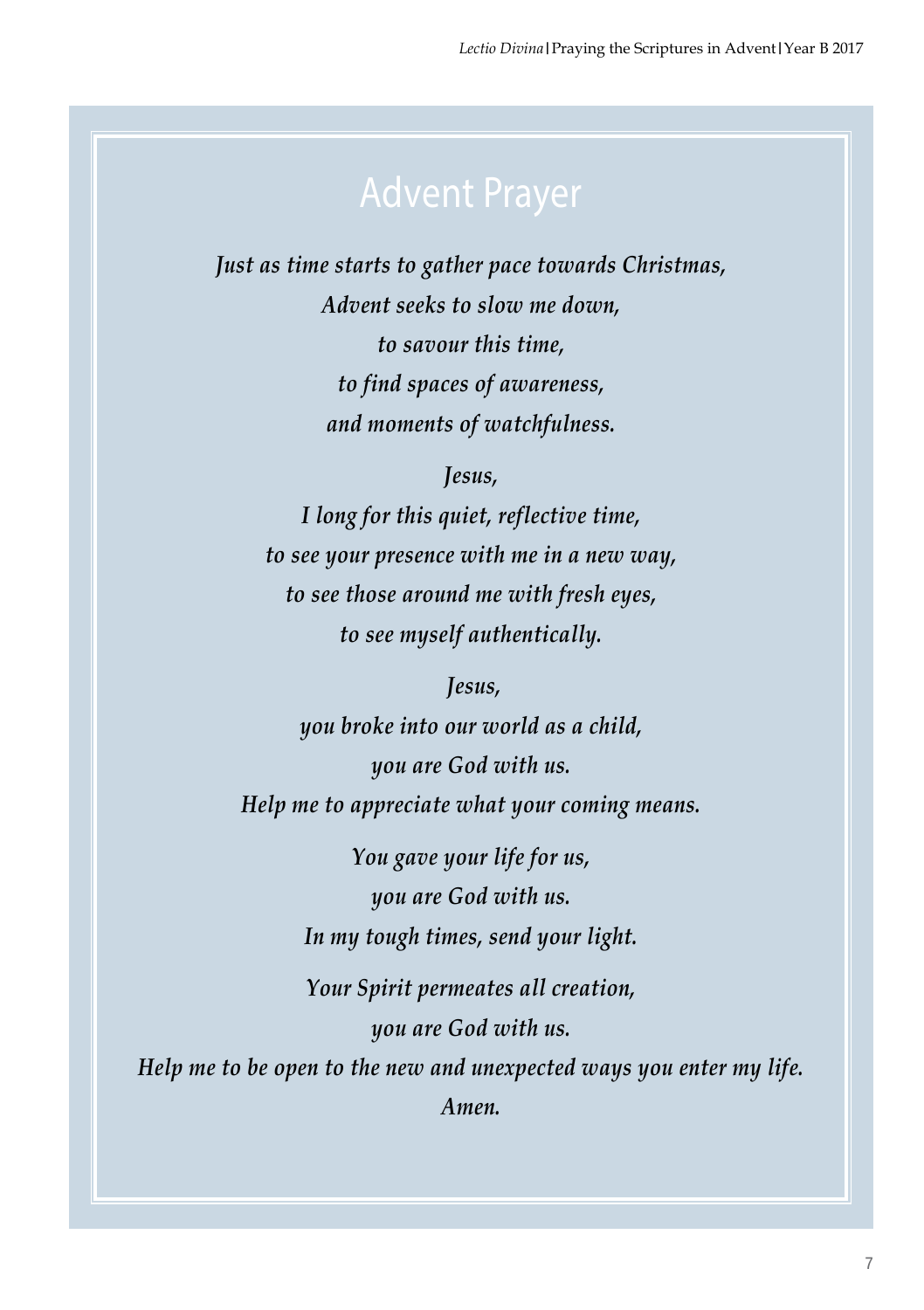# Advent Prayer

*Just as time starts to gather pace towards Christmas,*
*Advent seeks to slow me down,*
*to savour this time,*
*to find spaces of awareness,*
*and moments of watchfulness.*

*Jesus,*
*I long for this quiet, reflective time,*
*to see your presence with me in a new way,*
*to see those around me with fresh eyes,*
*to see myself authentically.*

*Jesus,*
*you broke into our world as a child,*
*you are God with us.*
*Help me to appreciate what your coming means.*

*You gave your life for us,*
*you are God with us.*
*In my tough times, send your light.*

*Your Spirit permeates all creation,*
*you are God with us.*
*Help me to be open to the new and unexpected ways you enter my life.*
*Amen.*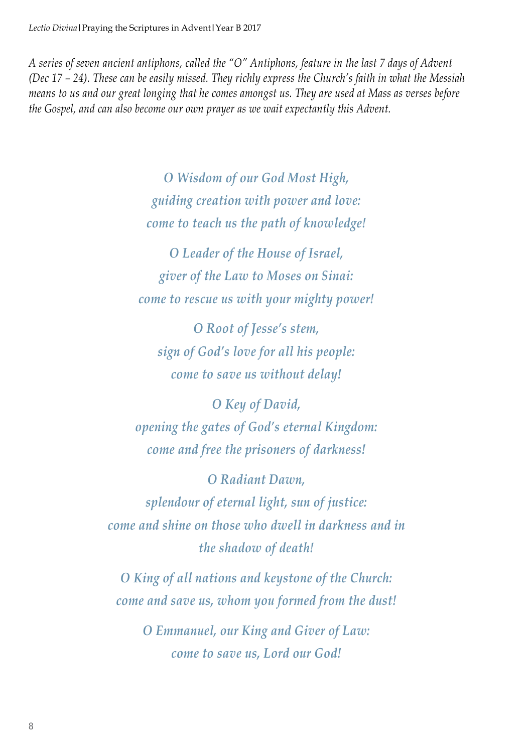*A series of seven ancient antiphons, called the "O" Antiphons, feature in the last 7 days of Advent (Dec 17 – 24). These can be easily missed. They richly express the Church's faith in what the Messiah means to us and our great longing that he comes amongst us. They are used at Mass as verses before the Gospel, and can also become our own prayer as we wait expectantly this Advent.*

*O Wisdom of our God Most High,*
*guiding creation with power and love:*
*come to teach us the path of knowledge!*

*O Leader of the House of Israel,*
*giver of the Law to Moses on Sinai:*
*come to rescue us with your mighty power!*

*O Root of Jesse's stem,*
*sign of God's love for all his people:*
*come to save us without delay!*

*O Key of David,*
*opening the gates of God's eternal Kingdom:*
*come and free the prisoners of darkness!*

*O Radiant Dawn,*
*splendour of eternal light, sun of justice:*
*come and shine on those who dwell in darkness and in the shadow of death!*

*O King of all nations and keystone of the Church:*
*come and save us, whom you formed from the dust!*

*O Emmanuel, our King and Giver of Law:*
*come to save us, Lord our God!*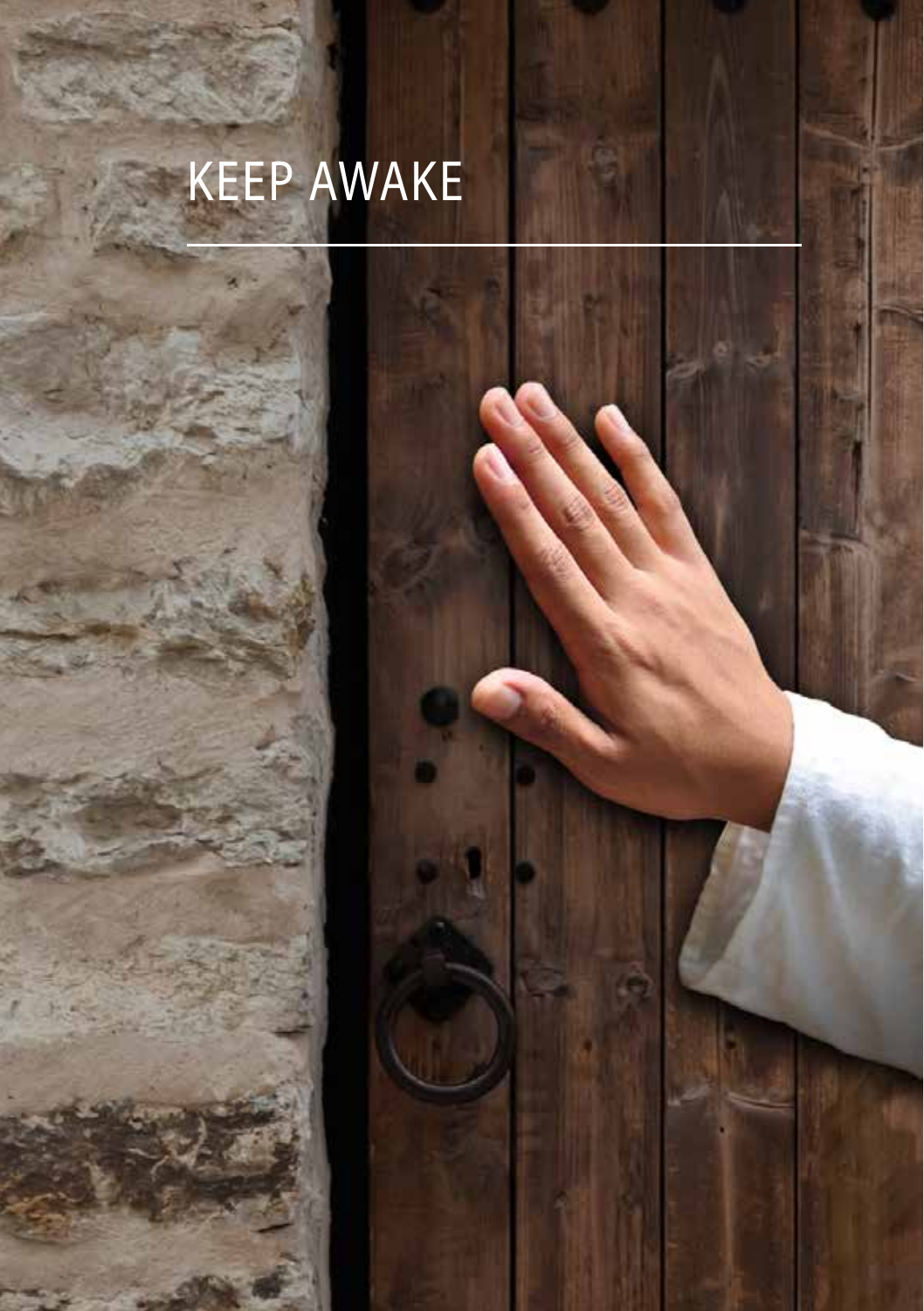# KEEP AWAKE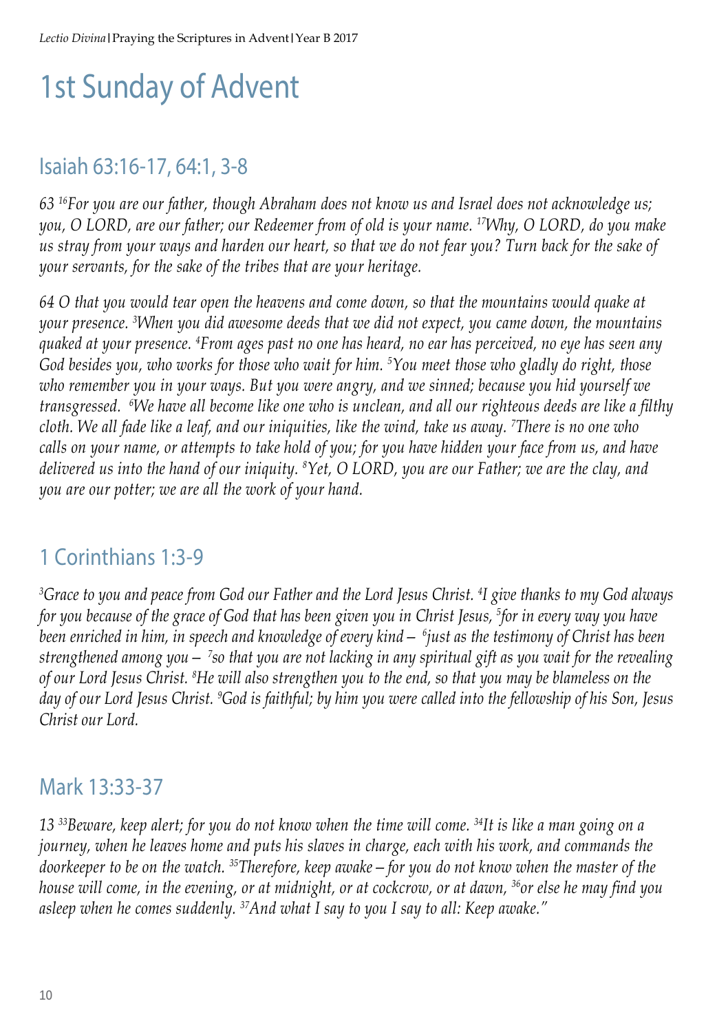# 1st Sunday of Advent

## Isaiah 63:16-17, 64:1, 3-8

*63 [16]For you are our father, though Abraham does not know us and Israel does not acknowledge us; you, O LORD, are our father; our Redeemer from of old is your name. [17]Why, O LORD, do you make us stray from your ways and harden our heart, so that we do not fear you? Turn back for the sake of your servants, for the sake of the tribes that are your heritage.*

*64 O that you would tear open the heavens and come down, so that the mountains would quake at your presence. [3]When you did awesome deeds that we did not expect, you came down, the mountains quaked at your presence. [4]From ages past no one has heard, no ear has perceived, no eye has seen any God besides you, who works for those who wait for him. [5]You meet those who gladly do right, those who remember you in your ways. But you were angry, and we sinned; because you hid yourself we transgressed. [6]We have all become like one who is unclean, and all our righteous deeds are like a filthy cloth. We all fade like a leaf, and our iniquities, like the wind, take us away. [7]There is no one who calls on your name, or attempts to take hold of you; for you have hidden your face from us, and have delivered us into the hand of our iniquity. [8]Yet, O LORD, you are our Father; we are the clay, and you are our potter; we are all the work of your hand.*

## 1 Corinthians 1:3-9

*[3]Grace to you and peace from God our Father and the Lord Jesus Christ. [4]I give thanks to my God always for you because of the grace of God that has been given you in Christ Jesus, [5]for in every way you have been enriched in him, in speech and knowledge of every kind— [6]just as the testimony of Christ has been strengthened among you— [7]so that you are not lacking in any spiritual gift as you wait for the revealing of our Lord Jesus Christ. [8]He will also strengthen you to the end, so that you may be blameless on the day of our Lord Jesus Christ. [9]God is faithful; by him you were called into the fellowship of his Son, Jesus Christ our Lord.*

## Mark 13:33-37

*13 [33]Beware, keep alert; for you do not know when the time will come. [34]It is like a man going on a journey, when he leaves home and puts his slaves in charge, each with his work, and commands the doorkeeper to be on the watch. [35]Therefore, keep awake—for you do not know when the master of the house will come, in the evening, or at midnight, or at cockcrow, or at dawn, [36]or else he may find you asleep when he comes suddenly. [37]And what I say to you I say to all: Keep awake."*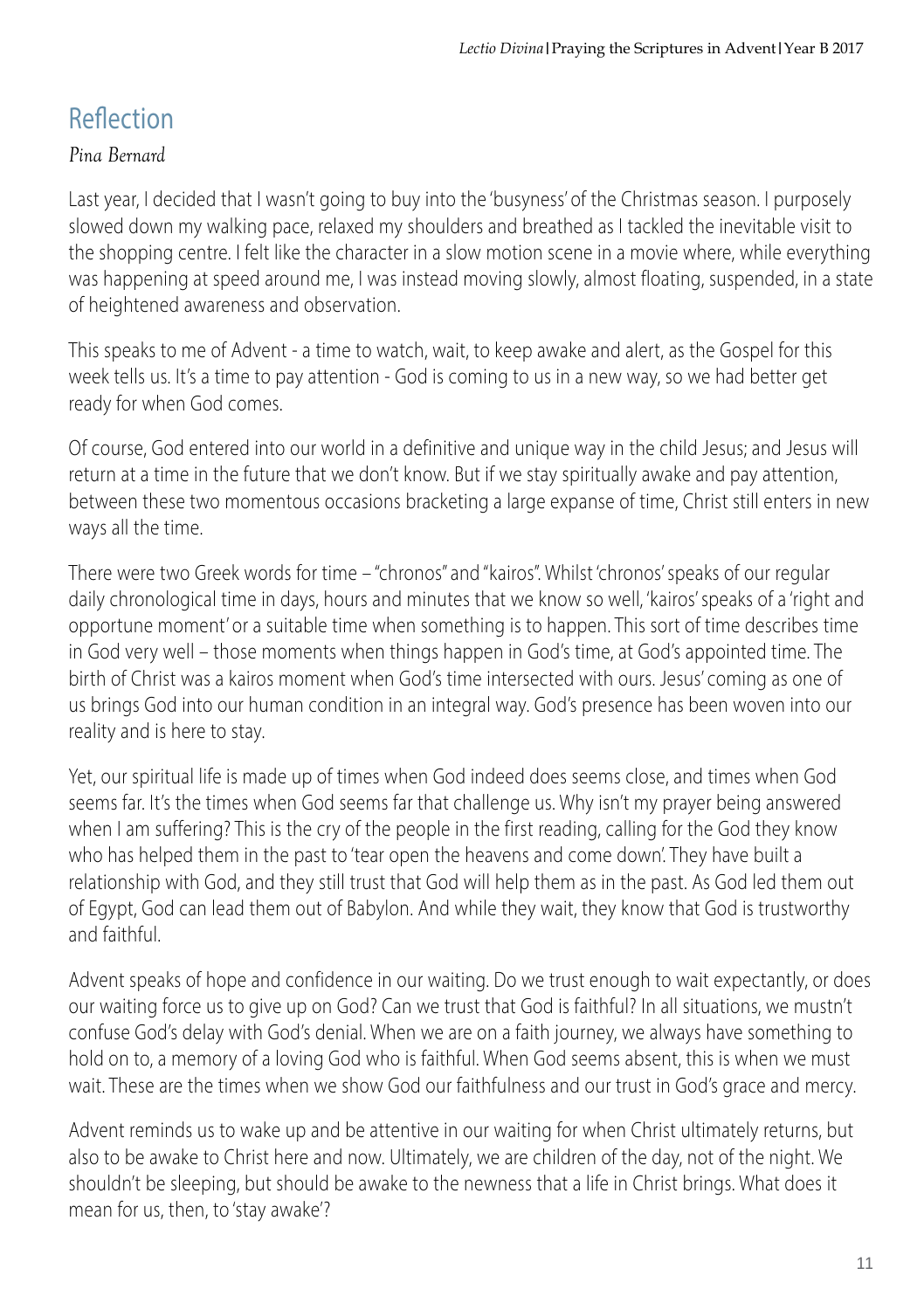## Reflection

*Pina Bernard*

Last year, I decided that I wasn't going to buy into the 'busyness' of the Christmas season. I purposely slowed down my walking pace, relaxed my shoulders and breathed as I tackled the inevitable visit to the shopping centre. I felt like the character in a slow motion scene in a movie where, while everything was happening at speed around me, I was instead moving slowly, almost floating, suspended, in a state of heightened awareness and observation.

This speaks to me of Advent - a time to watch, wait, to keep awake and alert, as the Gospel for this week tells us. It's a time to pay attention - God is coming to us in a new way, so we had better get ready for when God comes.

Of course, God entered into our world in a definitive and unique way in the child Jesus; and Jesus will return at a time in the future that we don't know. But if we stay spiritually awake and pay attention, between these two momentous occasions bracketing a large expanse of time, Christ still enters in new ways all the time.

There were two Greek words for time – "chronos" and "kairos". Whilst 'chronos' speaks of our regular daily chronological time in days, hours and minutes that we know so well, 'kairos' speaks of a 'right and opportune moment' or a suitable time when something is to happen. This sort of time describes time in God very well – those moments when things happen in God's time, at God's appointed time. The birth of Christ was a kairos moment when God's time intersected with ours. Jesus' coming as one of us brings God into our human condition in an integral way. God's presence has been woven into our reality and is here to stay.

Yet, our spiritual life is made up of times when God indeed does seems close, and times when God seems far. It's the times when God seems far that challenge us. Why isn't my prayer being answered when I am suffering? This is the cry of the people in the first reading, calling for the God they know who has helped them in the past to 'tear open the heavens and come down'. They have built a relationship with God, and they still trust that God will help them as in the past. As God led them out of Egypt, God can lead them out of Babylon. And while they wait, they know that God is trustworthy and faithful.

Advent speaks of hope and confidence in our waiting. Do we trust enough to wait expectantly, or does our waiting force us to give up on God? Can we trust that God is faithful? In all situations, we mustn't confuse God's delay with God's denial. When we are on a faith journey, we always have something to hold on to, a memory of a loving God who is faithful. When God seems absent, this is when we must wait. These are the times when we show God our faithfulness and our trust in God's grace and mercy.

Advent reminds us to wake up and be attentive in our waiting for when Christ ultimately returns, but also to be awake to Christ here and now. Ultimately, we are children of the day, not of the night. We shouldn't be sleeping, but should be awake to the newness that a life in Christ brings. What does it mean for us, then, to 'stay awake'?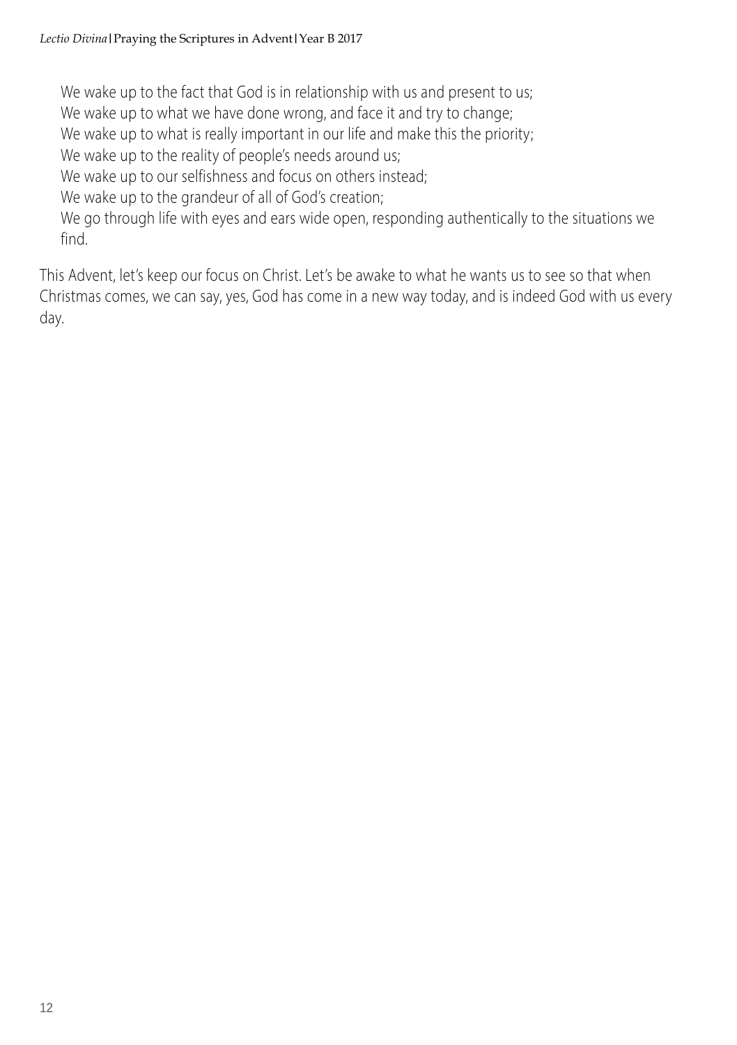We wake up to the fact that God is in relationship with us and present to us;
We wake up to what we have done wrong, and face it and try to change;
We wake up to what is really important in our life and make this the priority;
We wake up to the reality of people's needs around us;
We wake up to our selfishness and focus on others instead;
We wake up to the grandeur of all of God's creation;
We go through life with eyes and ears wide open, responding authentically to the situations we find.

This Advent, let's keep our focus on Christ. Let's be awake to what he wants us to see so that when Christmas comes, we can say, yes, God has come in a new way today, and is indeed God with us every day.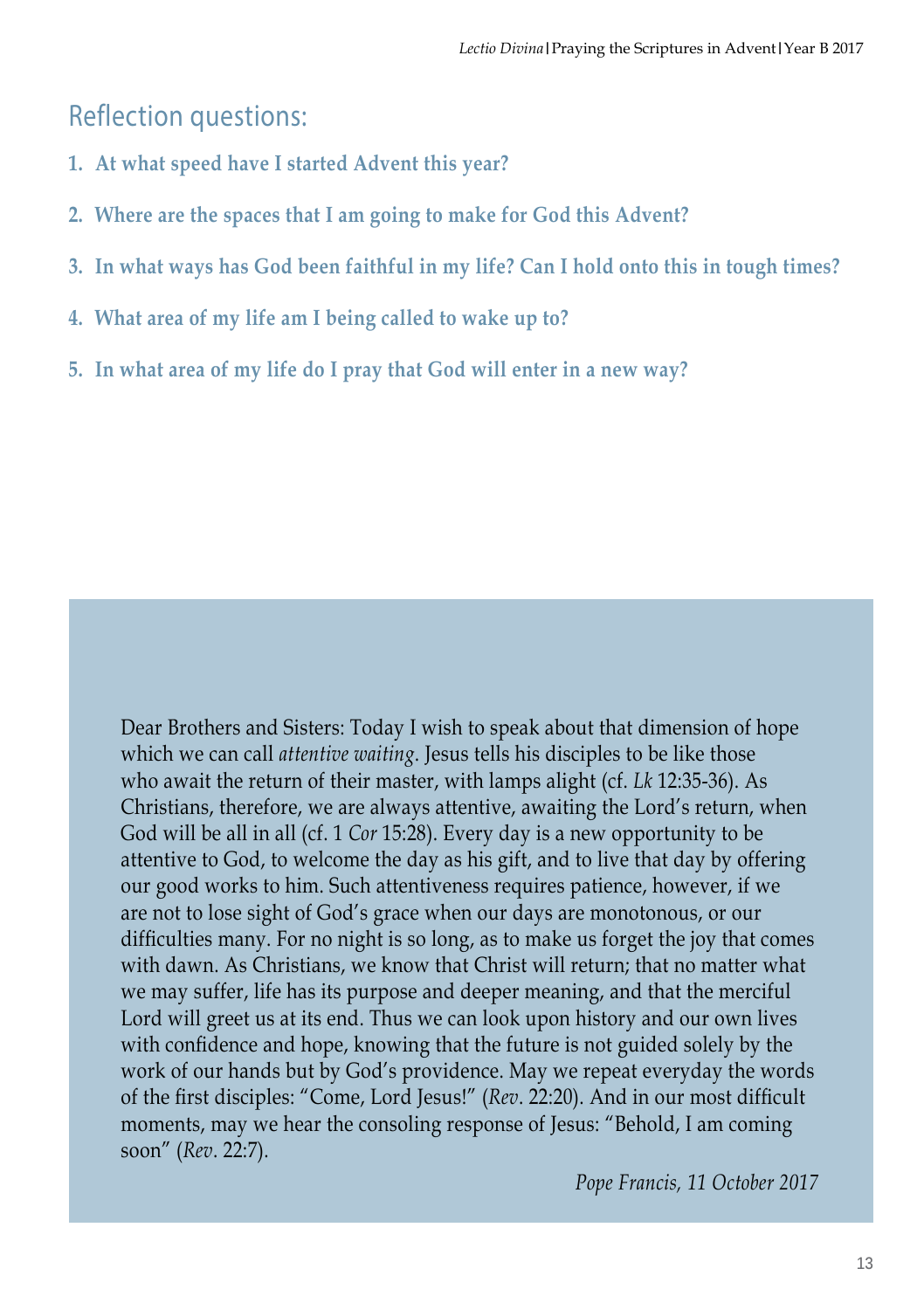## Reflection questions:

1. **At what speed have I started Advent this year?**
2. **Where are the spaces that I am going to make for God this Advent?**
3. **In what ways has God been faithful in my life? Can I hold onto this in tough times?**
4. **What area of my life am I being called to wake up to?**
5. **In what area of my life do I pray that God will enter in a new way?**

Dear Brothers and Sisters: Today I wish to speak about that dimension of hope which we can call *attentive waiting*. Jesus tells his disciples to be like those who await the return of their master, with lamps alight (cf. *Lk* 12:35-36). As Christians, therefore, we are always attentive, awaiting the Lord's return, when God will be all in all (cf. 1 *Cor* 15:28). Every day is a new opportunity to be attentive to God, to welcome the day as his gift, and to live that day by offering our good works to him. Such attentiveness requires patience, however, if we are not to lose sight of God's grace when our days are monotonous, or our difficulties many. For no night is so long, as to make us forget the joy that comes with dawn. As Christians, we know that Christ will return; that no matter what we may suffer, life has its purpose and deeper meaning, and that the merciful Lord will greet us at its end. Thus we can look upon history and our own lives with confidence and hope, knowing that the future is not guided solely by the work of our hands but by God's providence. May we repeat everyday the words of the first disciples: "Come, Lord Jesus!" (*Rev*. 22:20). And in our most difficult moments, may we hear the consoling response of Jesus: "Behold, I am coming soon" (*Rev*. 22:7).

*Pope Francis, 11 October 2017*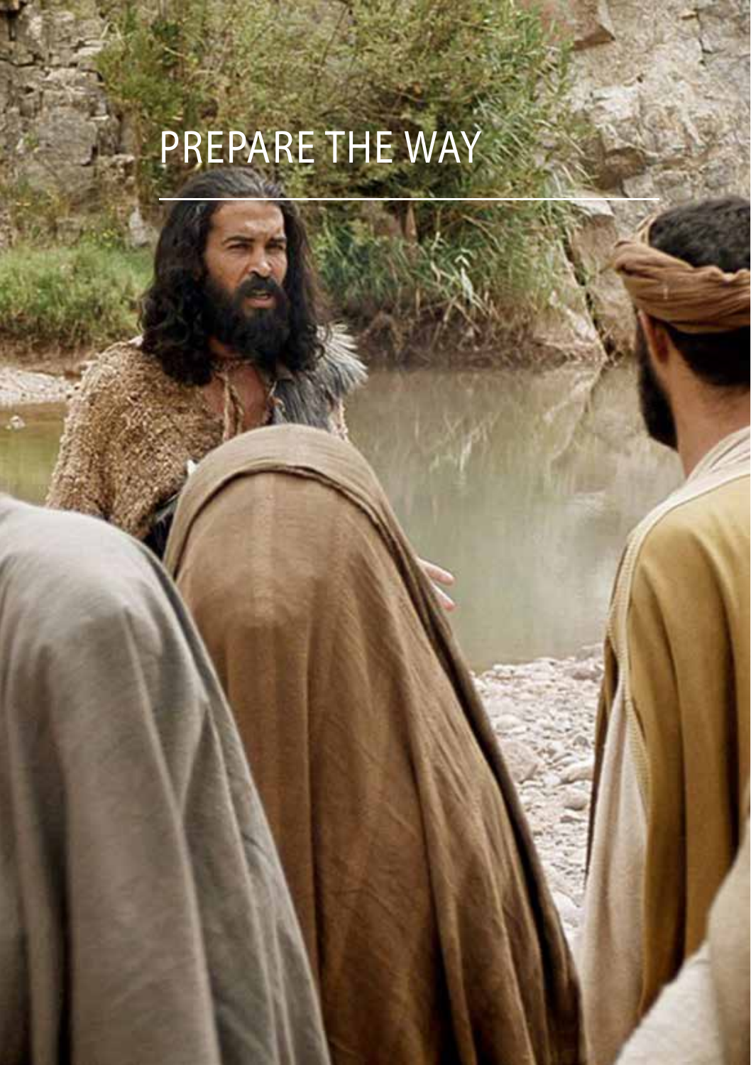# PREPARE THE WAY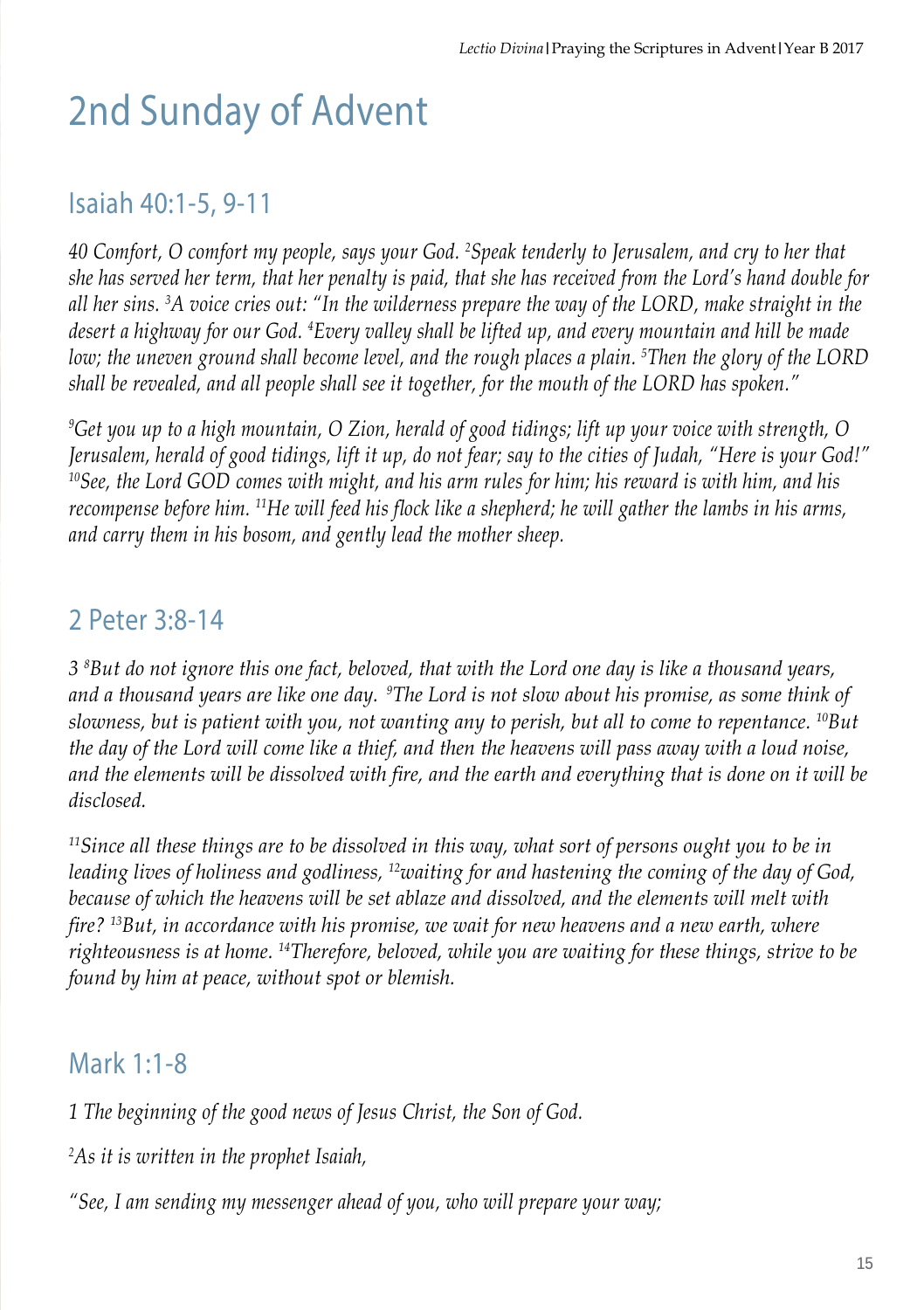# 2nd Sunday of Advent

## Isaiah 40:1-5, 9-11

*40 Comfort, O comfort my people, says your God. [2]Speak tenderly to Jerusalem, and cry to her that she has served her term, that her penalty is paid, that she has received from the Lord's hand double for all her sins. [3]A voice cries out: "In the wilderness prepare the way of the LORD, make straight in the desert a highway for our God. [4]Every valley shall be lifted up, and every mountain and hill be made low; the uneven ground shall become level, and the rough places a plain. [5]Then the glory of the LORD shall be revealed, and all people shall see it together, for the mouth of the LORD has spoken."*

*[9]Get you up to a high mountain, O Zion, herald of good tidings; lift up your voice with strength, O Jerusalem, herald of good tidings, lift it up, do not fear; say to the cities of Judah, "Here is your God!" [10]See, the Lord GOD comes with might, and his arm rules for him; his reward is with him, and his recompense before him. [11]He will feed his flock like a shepherd; he will gather the lambs in his arms, and carry them in his bosom, and gently lead the mother sheep.*

## 2 Peter 3:8-14

*3 [8]But do not ignore this one fact, beloved, that with the Lord one day is like a thousand years, and a thousand years are like one day. [9]The Lord is not slow about his promise, as some think of slowness, but is patient with you, not wanting any to perish, but all to come to repentance. [10]But the day of the Lord will come like a thief, and then the heavens will pass away with a loud noise, and the elements will be dissolved with fire, and the earth and everything that is done on it will be disclosed.*

*[11]Since all these things are to be dissolved in this way, what sort of persons ought you to be in leading lives of holiness and godliness, [12]waiting for and hastening the coming of the day of God, because of which the heavens will be set ablaze and dissolved, and the elements will melt with fire? [13]But, in accordance with his promise, we wait for new heavens and a new earth, where righteousness is at home. [14]Therefore, beloved, while you are waiting for these things, strive to be found by him at peace, without spot or blemish.*

## Mark 1:1-8

*1 The beginning of the good news of Jesus Christ, the Son of God.*

*[2]As it is written in the prophet Isaiah,*

*"See, I am sending my messenger ahead of you, who will prepare your way;*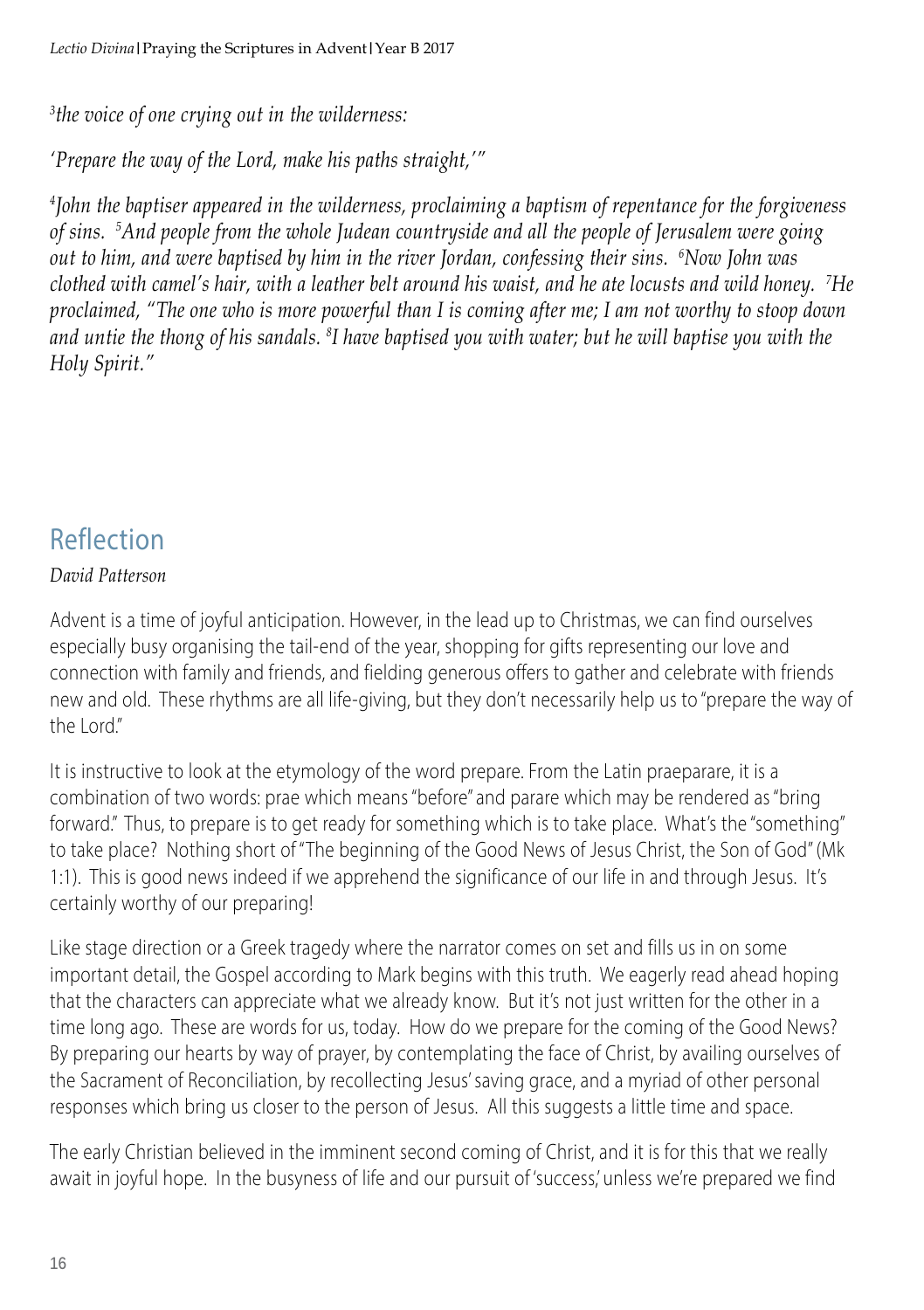*[3]the voice of one crying out in the wilderness:*

*'Prepare the way of the Lord, make his paths straight,'"*

*[4]John the baptiser appeared in the wilderness, proclaiming a baptism of repentance for the forgiveness of sins. [5]And people from the whole Judean countryside and all the people of Jerusalem were going out to him, and were baptised by him in the river Jordan, confessing their sins. [6]Now John was clothed with camel's hair, with a leather belt around his waist, and he ate locusts and wild honey. [7]He proclaimed, "The one who is more powerful than I is coming after me; I am not worthy to stoop down and untie the thong of his sandals. [8]I have baptised you with water; but he will baptise you with the Holy Spirit."*

## Reflection

*David Patterson*

Advent is a time of joyful anticipation. However, in the lead up to Christmas, we can find ourselves especially busy organising the tail-end of the year, shopping for gifts representing our love and connection with family and friends, and fielding generous offers to gather and celebrate with friends new and old. These rhythms are all life-giving, but they don't necessarily help us to "prepare the way of the Lord."

It is instructive to look at the etymology of the word prepare. From the Latin praeparare, it is a combination of two words: prae which means "before" and parare which may be rendered as "bring forward." Thus, to prepare is to get ready for something which is to take place. What's the "something" to take place? Nothing short of "The beginning of the Good News of Jesus Christ, the Son of God" (Mk 1:1). This is good news indeed if we apprehend the significance of our life in and through Jesus. It's certainly worthy of our preparing!

Like stage direction or a Greek tragedy where the narrator comes on set and fills us in on some important detail, the Gospel according to Mark begins with this truth. We eagerly read ahead hoping that the characters can appreciate what we already know. But it's not just written for the other in a time long ago. These are words for us, today. How do we prepare for the coming of the Good News? By preparing our hearts by way of prayer, by contemplating the face of Christ, by availing ourselves of the Sacrament of Reconciliation, by recollecting Jesus' saving grace, and a myriad of other personal responses which bring us closer to the person of Jesus. All this suggests a little time and space.

The early Christian believed in the imminent second coming of Christ, and it is for this that we really await in joyful hope. In the busyness of life and our pursuit of 'success,' unless we're prepared we find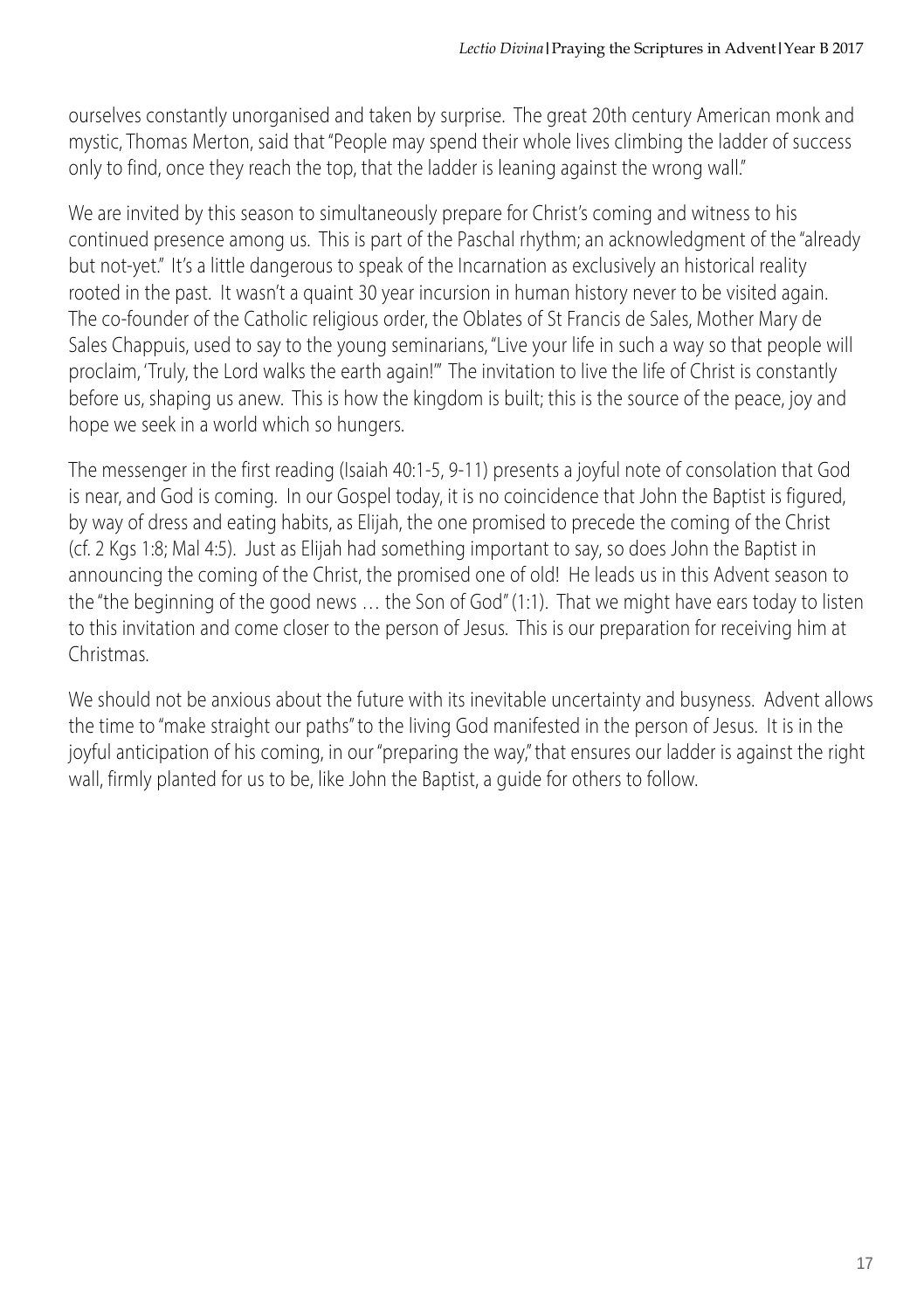ourselves constantly unorganised and taken by surprise. The great 20th century American monk and mystic, Thomas Merton, said that "People may spend their whole lives climbing the ladder of success only to find, once they reach the top, that the ladder is leaning against the wrong wall."

We are invited by this season to simultaneously prepare for Christ's coming and witness to his continued presence among us. This is part of the Paschal rhythm; an acknowledgment of the "already but not-yet." It's a little dangerous to speak of the Incarnation as exclusively an historical reality rooted in the past. It wasn't a quaint 30 year incursion in human history never to be visited again. The co-founder of the Catholic religious order, the Oblates of St Francis de Sales, Mother Mary de Sales Chappuis, used to say to the young seminarians, "Live your life in such a way so that people will proclaim, 'Truly, the Lord walks the earth again!'" The invitation to live the life of Christ is constantly before us, shaping us anew. This is how the kingdom is built; this is the source of the peace, joy and hope we seek in a world which so hungers.

The messenger in the first reading (Isaiah 40:1-5, 9-11) presents a joyful note of consolation that God is near, and God is coming. In our Gospel today, it is no coincidence that John the Baptist is figured, by way of dress and eating habits, as Elijah, the one promised to precede the coming of the Christ (cf. 2 Kgs 1:8; Mal 4:5). Just as Elijah had something important to say, so does John the Baptist in announcing the coming of the Christ, the promised one of old! He leads us in this Advent season to the "the beginning of the good news … the Son of God" (1:1). That we might have ears today to listen to this invitation and come closer to the person of Jesus. This is our preparation for receiving him at Christmas.

We should not be anxious about the future with its inevitable uncertainty and busyness. Advent allows the time to "make straight our paths" to the living God manifested in the person of Jesus. It is in the joyful anticipation of his coming, in our "preparing the way," that ensures our ladder is against the right wall, firmly planted for us to be, like John the Baptist, a guide for others to follow.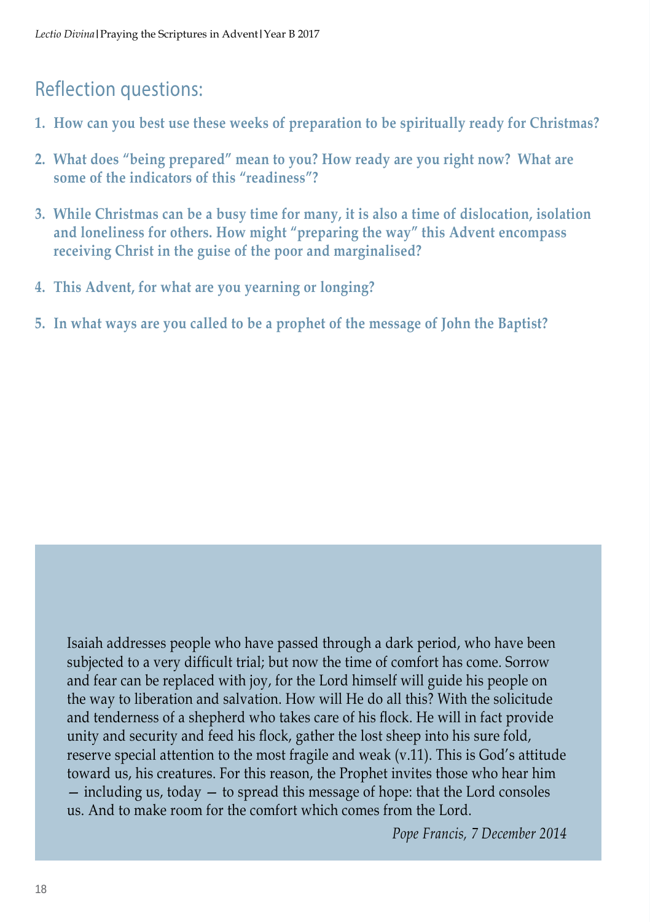## Reflection questions:

1. **How can you best use these weeks of preparation to be spiritually ready for Christmas?**
2. **What does "being prepared" mean to you? How ready are you right now? What are some of the indicators of this "readiness"?**
3. **While Christmas can be a busy time for many, it is also a time of dislocation, isolation and loneliness for others. How might "preparing the way" this Advent encompass receiving Christ in the guise of the poor and marginalised?**
4. **This Advent, for what are you yearning or longing?**
5. **In what ways are you called to be a prophet of the message of John the Baptist?**

Isaiah addresses people who have passed through a dark period, who have been subjected to a very difficult trial; but now the time of comfort has come. Sorrow and fear can be replaced with joy, for the Lord himself will guide his people on the way to liberation and salvation. How will He do all this? With the solicitude and tenderness of a shepherd who takes care of his flock. He will in fact provide unity and security and feed his flock, gather the lost sheep into his sure fold, reserve special attention to the most fragile and weak (v.11). This is God's attitude toward us, his creatures. For this reason, the Prophet invites those who hear him — including us, today — to spread this message of hope: that the Lord consoles us. And to make room for the comfort which comes from the Lord.

*Pope Francis, 7 December 2014*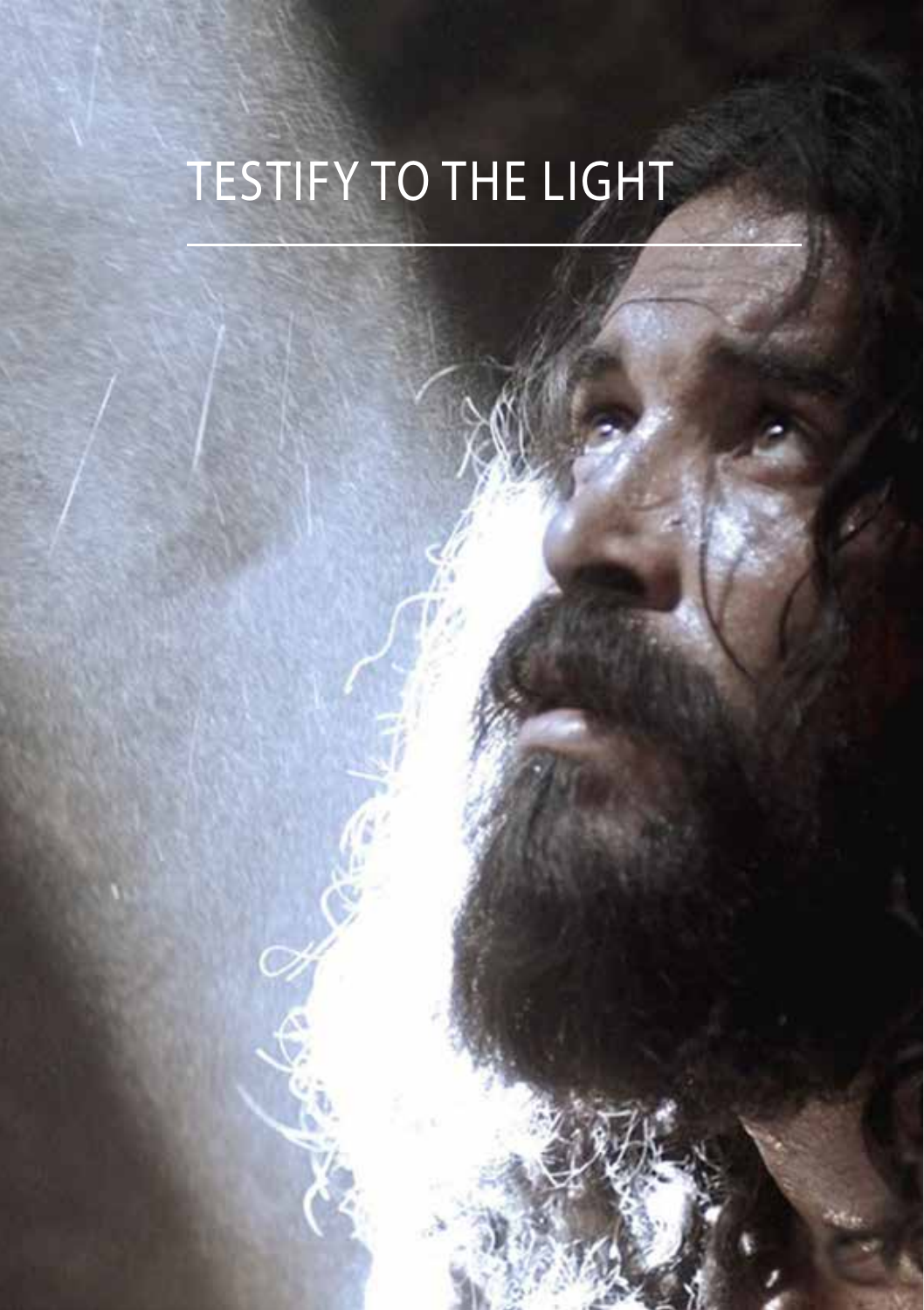# TESTIFY TO THE LIGHT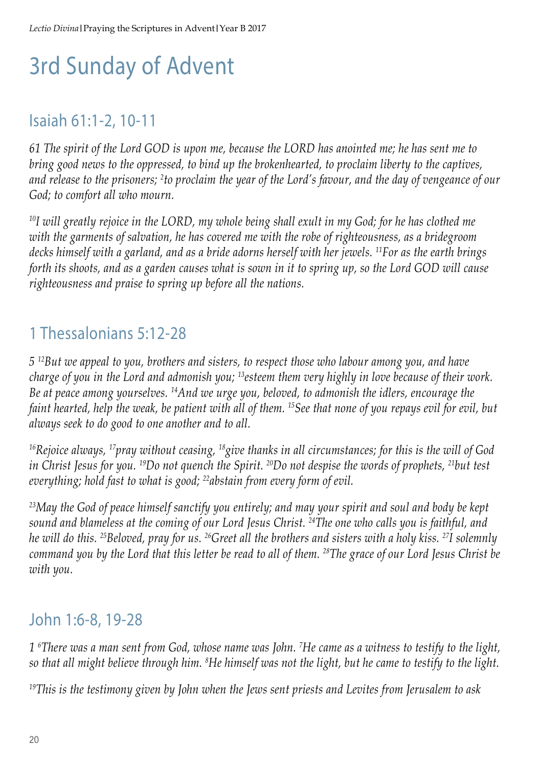# 3rd Sunday of Advent

## Isaiah 61:1-2, 10-11

*61 The spirit of the Lord GOD is upon me, because the LORD has anointed me; he has sent me to bring good news to the oppressed, to bind up the brokenhearted, to proclaim liberty to the captives, and release to the prisoners; [2]to proclaim the year of the Lord's favour, and the day of vengeance of our God; to comfort all who mourn.*

*[10]I will greatly rejoice in the LORD, my whole being shall exult in my God; for he has clothed me with the garments of salvation, he has covered me with the robe of righteousness, as a bridegroom decks himself with a garland, and as a bride adorns herself with her jewels. [11]For as the earth brings forth its shoots, and as a garden causes what is sown in it to spring up, so the Lord GOD will cause righteousness and praise to spring up before all the nations.*

## 1 Thessalonians 5:12-28

*5 [12]But we appeal to you, brothers and sisters, to respect those who labour among you, and have charge of you in the Lord and admonish you; [13]esteem them very highly in love because of their work. Be at peace among yourselves. [14]And we urge you, beloved, to admonish the idlers, encourage the faint hearted, help the weak, be patient with all of them. [15]See that none of you repays evil for evil, but always seek to do good to one another and to all.*

*[16]Rejoice always, [17]pray without ceasing, [18]give thanks in all circumstances; for this is the will of God in Christ Jesus for you. [19]Do not quench the Spirit. [20]Do not despise the words of prophets, [21]but test everything; hold fast to what is good; [22]abstain from every form of evil.*

*[23]May the God of peace himself sanctify you entirely; and may your spirit and soul and body be kept sound and blameless at the coming of our Lord Jesus Christ. [24]The one who calls you is faithful, and he will do this. [25]Beloved, pray for us. [26]Greet all the brothers and sisters with a holy kiss. [27]I solemnly command you by the Lord that this letter be read to all of them. [28]The grace of our Lord Jesus Christ be with you.*

## John 1:6-8, 19-28

*1 [6]There was a man sent from God, whose name was John. [7]He came as a witness to testify to the light, so that all might believe through him. [8]He himself was not the light, but he came to testify to the light.*

*[19]This is the testimony given by John when the Jews sent priests and Levites from Jerusalem to ask*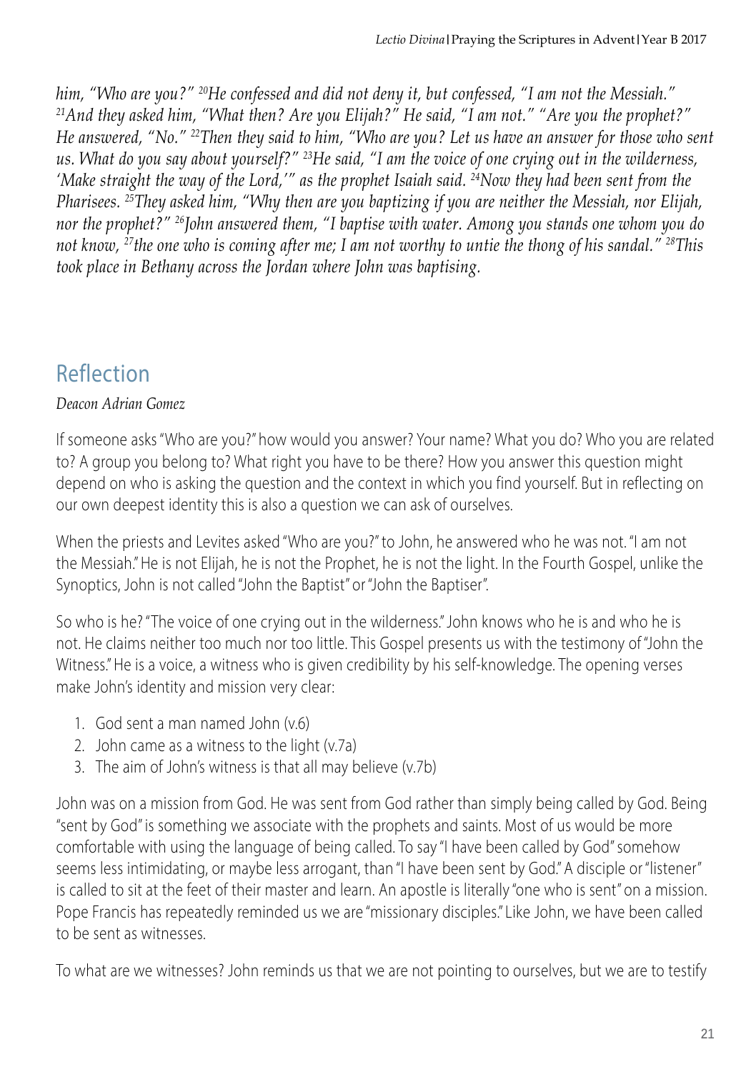*him, "Who are you?" [20]He confessed and did not deny it, but confessed, "I am not the Messiah." [21]And they asked him, "What then? Are you Elijah?" He said, "I am not." "Are you the prophet?" He answered, "No." [22]Then they said to him, "Who are you? Let us have an answer for those who sent us. What do you say about yourself?" [23]He said, "I am the voice of one crying out in the wilderness, 'Make straight the way of the Lord,'" as the prophet Isaiah said. [24]Now they had been sent from the Pharisees. [25]They asked him, "Why then are you baptizing if you are neither the Messiah, nor Elijah, nor the prophet?" [26]John answered them, "I baptise with water. Among you stands one whom you do not know, [27]the one who is coming after me; I am not worthy to untie the thong of his sandal." [28]This took place in Bethany across the Jordan where John was baptising.*

## Reflection

*Deacon Adrian Gomez*

If someone asks "Who are you?" how would you answer? Your name? What you do? Who you are related to? A group you belong to? What right you have to be there? How you answer this question might depend on who is asking the question and the context in which you find yourself. But in reflecting on our own deepest identity this is also a question we can ask of ourselves.

When the priests and Levites asked "Who are you?" to John, he answered who he was not. "I am not the Messiah." He is not Elijah, he is not the Prophet, he is not the light. In the Fourth Gospel, unlike the Synoptics, John is not called "John the Baptist" or "John the Baptiser".

So who is he? "The voice of one crying out in the wilderness." John knows who he is and who he is not. He claims neither too much nor too little. This Gospel presents us with the testimony of "John the Witness." He is a voice, a witness who is given credibility by his self-knowledge. The opening verses make John's identity and mission very clear:

1. God sent a man named John (v.6)
2. John came as a witness to the light (v.7a)
3. The aim of John's witness is that all may believe (v.7b)

John was on a mission from God. He was sent from God rather than simply being called by God. Being "sent by God" is something we associate with the prophets and saints. Most of us would be more comfortable with using the language of being called. To say "I have been called by God" somehow seems less intimidating, or maybe less arrogant, than "I have been sent by God." A disciple or "listener" is called to sit at the feet of their master and learn. An apostle is literally "one who is sent" on a mission. Pope Francis has repeatedly reminded us we are "missionary disciples." Like John, we have been called to be sent as witnesses.

To what are we witnesses? John reminds us that we are not pointing to ourselves, but we are to testify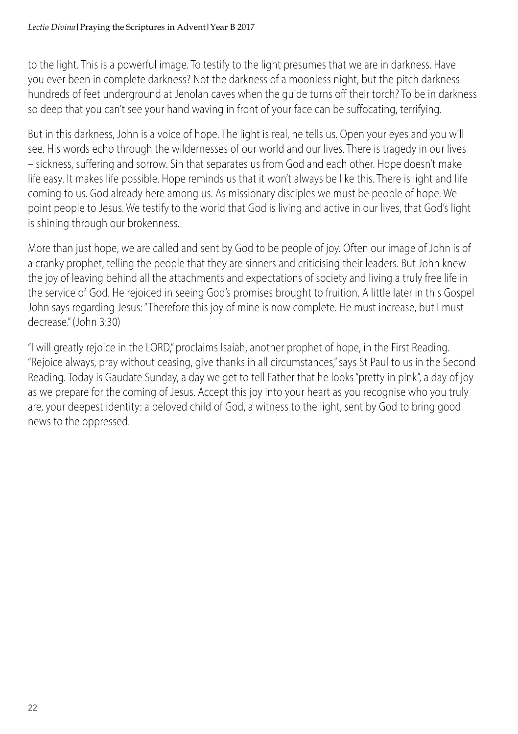to the light. This is a powerful image. To testify to the light presumes that we are in darkness. Have you ever been in complete darkness? Not the darkness of a moonless night, but the pitch darkness hundreds of feet underground at Jenolan caves when the guide turns off their torch? To be in darkness so deep that you can't see your hand waving in front of your face can be suffocating, terrifying.

But in this darkness, John is a voice of hope. The light is real, he tells us. Open your eyes and you will see. His words echo through the wildernesses of our world and our lives. There is tragedy in our lives – sickness, suffering and sorrow. Sin that separates us from God and each other. Hope doesn't make life easy. It makes life possible. Hope reminds us that it won't always be like this. There is light and life coming to us. God already here among us. As missionary disciples we must be people of hope. We point people to Jesus. We testify to the world that God is living and active in our lives, that God's light is shining through our brokenness.

More than just hope, we are called and sent by God to be people of joy. Often our image of John is of a cranky prophet, telling the people that they are sinners and criticising their leaders. But John knew the joy of leaving behind all the attachments and expectations of society and living a truly free life in the service of God. He rejoiced in seeing God's promises brought to fruition. A little later in this Gospel John says regarding Jesus: "Therefore this joy of mine is now complete. He must increase, but I must decrease." (John 3:30)

"I will greatly rejoice in the LORD," proclaims Isaiah, another prophet of hope, in the First Reading. "Rejoice always, pray without ceasing, give thanks in all circumstances," says St Paul to us in the Second Reading. Today is Gaudate Sunday, a day we get to tell Father that he looks "pretty in pink", a day of joy as we prepare for the coming of Jesus. Accept this joy into your heart as you recognise who you truly are, your deepest identity: a beloved child of God, a witness to the light, sent by God to bring good news to the oppressed.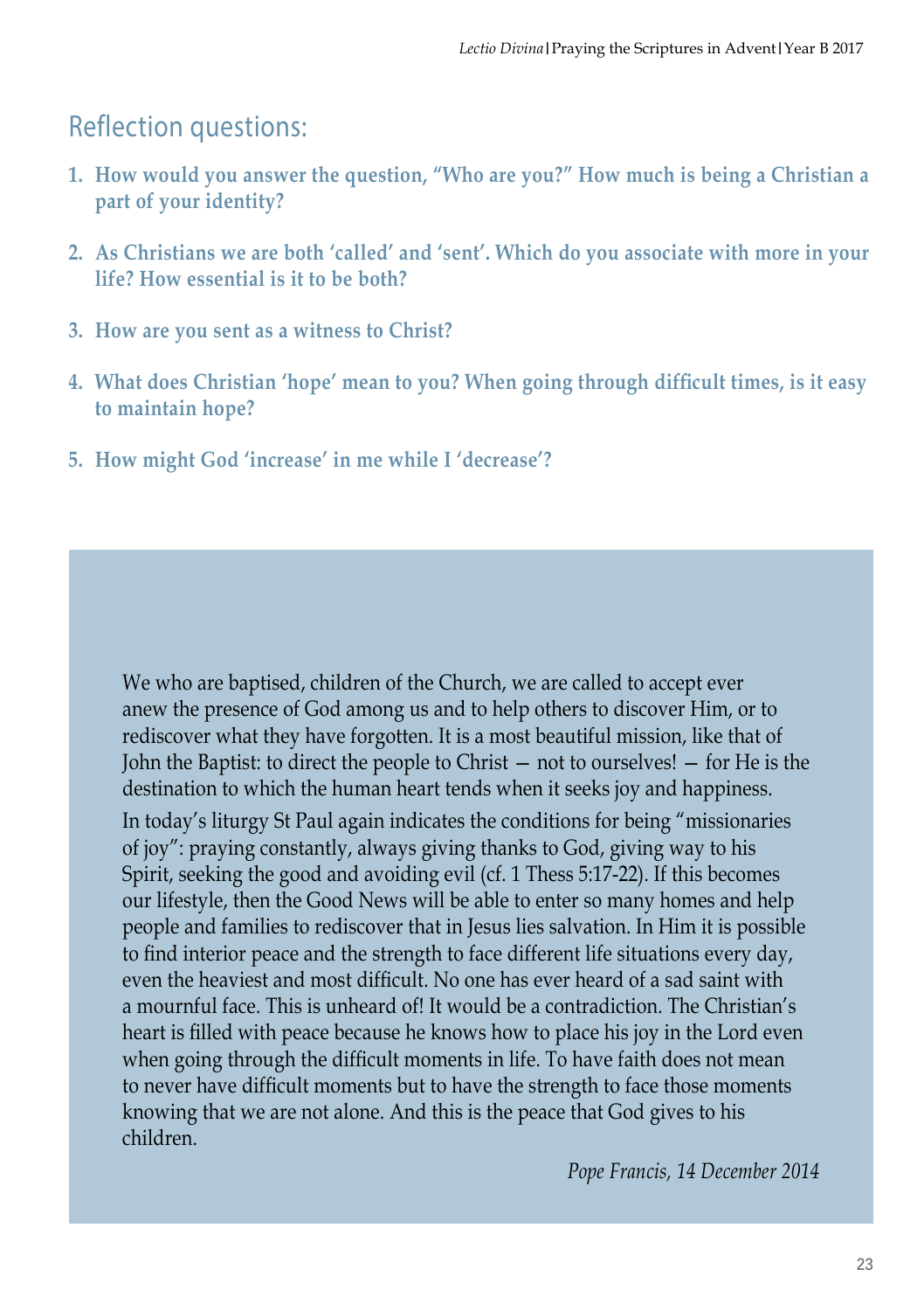## Reflection questions:

1. **How would you answer the question, "Who are you?" How much is being a Christian a part of your identity?**
2. **As Christians we are both 'called' and 'sent'. Which do you associate with more in your life? How essential is it to be both?**
3. **How are you sent as a witness to Christ?**
4. **What does Christian 'hope' mean to you? When going through difficult times, is it easy to maintain hope?**
5. **How might God 'increase' in me while I 'decrease'?**

We who are baptised, children of the Church, we are called to accept ever anew the presence of God among us and to help others to discover Him, or to rediscover what they have forgotten. It is a most beautiful mission, like that of John the Baptist: to direct the people to Christ — not to ourselves! — for He is the destination to which the human heart tends when it seeks joy and happiness.

In today's liturgy St Paul again indicates the conditions for being "missionaries of joy": praying constantly, always giving thanks to God, giving way to his Spirit, seeking the good and avoiding evil (cf. 1 Thess 5:17-22). If this becomes our lifestyle, then the Good News will be able to enter so many homes and help people and families to rediscover that in Jesus lies salvation. In Him it is possible to find interior peace and the strength to face different life situations every day, even the heaviest and most difficult. No one has ever heard of a sad saint with a mournful face. This is unheard of! It would be a contradiction. The Christian's heart is filled with peace because he knows how to place his joy in the Lord even when going through the difficult moments in life. To have faith does not mean to never have difficult moments but to have the strength to face those moments knowing that we are not alone. And this is the peace that God gives to his children.

*Pope Francis, 14 December 2014*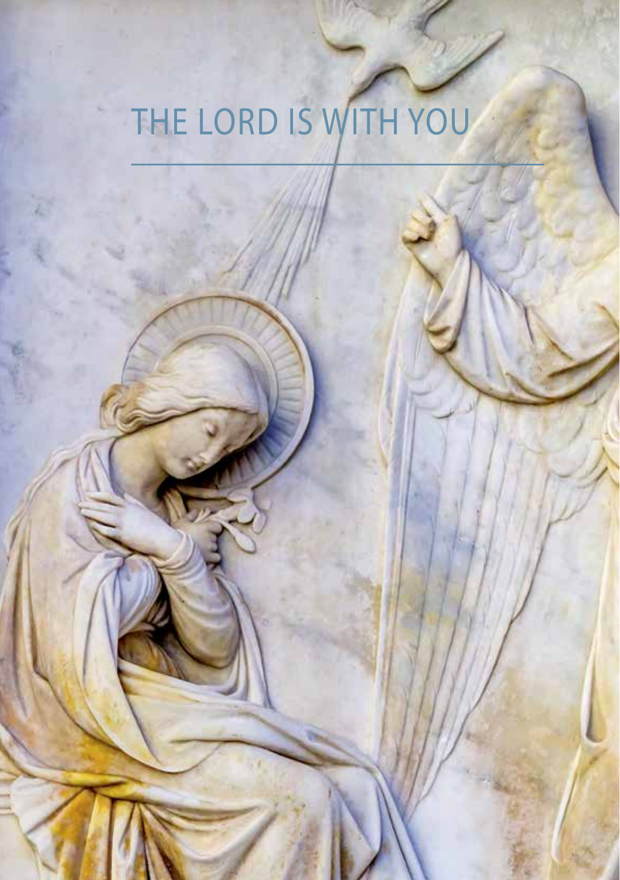# THE LORD IS WITH YOU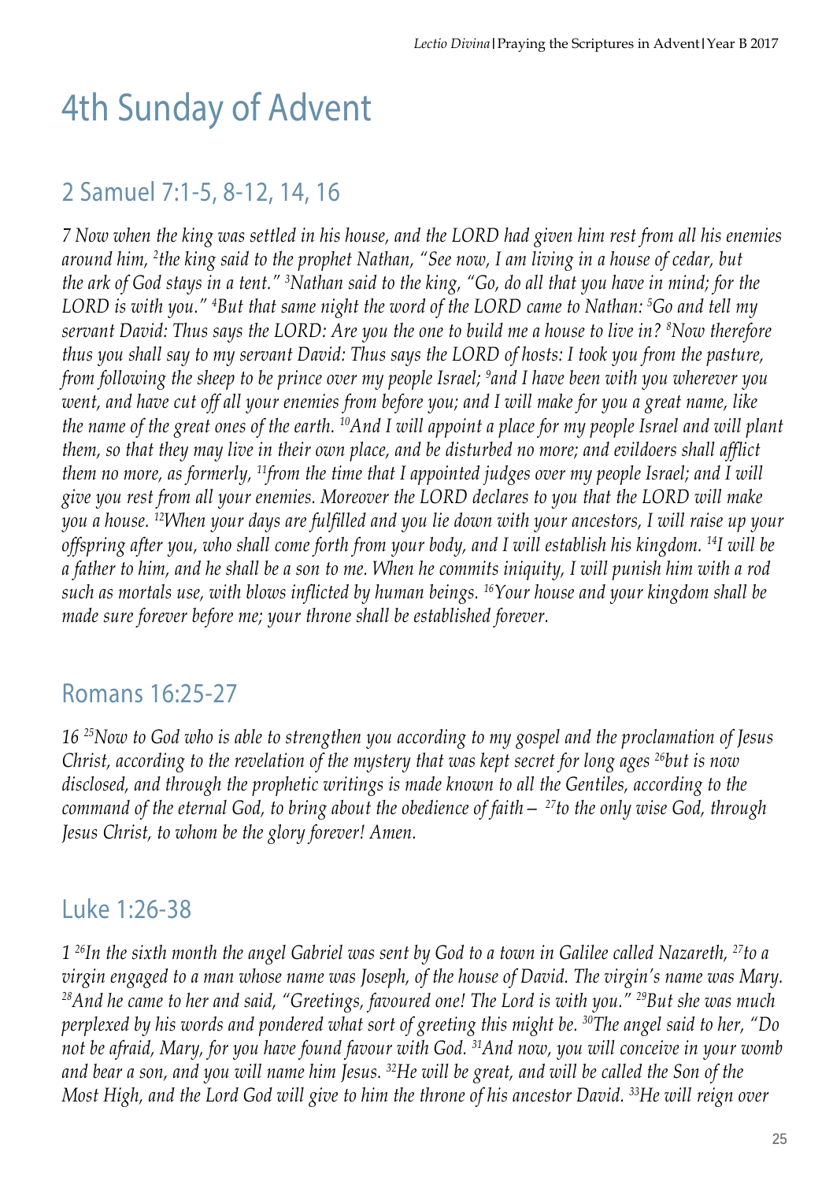# 4th Sunday of Advent

## 2 Samuel 7:1-5, 8-12, 14, 16

*7 Now when the king was settled in his house, and the LORD had given him rest from all his enemies around him, [2]the king said to the prophet Nathan, "See now, I am living in a house of cedar, but the ark of God stays in a tent." [3]Nathan said to the king, "Go, do all that you have in mind; for the LORD is with you." [4]But that same night the word of the LORD came to Nathan: [5]Go and tell my servant David: Thus says the LORD: Are you the one to build me a house to live in? [8]Now therefore thus you shall say to my servant David: Thus says the LORD of hosts: I took you from the pasture, from following the sheep to be prince over my people Israel; [9]and I have been with you wherever you went, and have cut off all your enemies from before you; and I will make for you a great name, like the name of the great ones of the earth. [10]And I will appoint a place for my people Israel and will plant them, so that they may live in their own place, and be disturbed no more; and evildoers shall afflict them no more, as formerly, [11]from the time that I appointed judges over my people Israel; and I will give you rest from all your enemies. Moreover the LORD declares to you that the LORD will make you a house. [12]When your days are fulfilled and you lie down with your ancestors, I will raise up your offspring after you, who shall come forth from your body, and I will establish his kingdom. [14]I will be a father to him, and he shall be a son to me. When he commits iniquity, I will punish him with a rod such as mortals use, with blows inflicted by human beings. [16]Your house and your kingdom shall be made sure forever before me; your throne shall be established forever.*

## Romans 16:25-27

*16 [25]Now to God who is able to strengthen you according to my gospel and the proclamation of Jesus Christ, according to the revelation of the mystery that was kept secret for long ages [26]but is now disclosed, and through the prophetic writings is made known to all the Gentiles, according to the command of the eternal God, to bring about the obedience of faith – [27]to the only wise God, through Jesus Christ, to whom be the glory forever! Amen.*

## Luke 1:26-38

*1 [26]In the sixth month the angel Gabriel was sent by God to a town in Galilee called Nazareth, [27]to a virgin engaged to a man whose name was Joseph, of the house of David. The virgin's name was Mary. [28]And he came to her and said, "Greetings, favoured one! The Lord is with you." [29]But she was much perplexed by his words and pondered what sort of greeting this might be. [30]The angel said to her, "Do not be afraid, Mary, for you have found favour with God. [31]And now, you will conceive in your womb and bear a son, and you will name him Jesus. [32]He will be great, and will be called the Son of the Most High, and the Lord God will give to him the throne of his ancestor David. [33]He will reign over*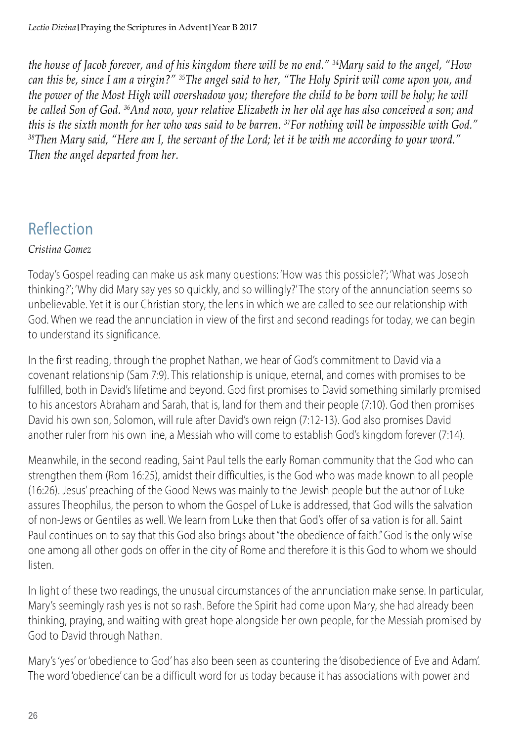*the house of Jacob forever, and of his kingdom there will be no end."* [34]*Mary said to the angel, "How can this be, since I am a virgin?"* [35]*The angel said to her, "The Holy Spirit will come upon you, and the power of the Most High will overshadow you; therefore the child to be born will be holy; he will be called Son of God.* [36]*And now, your relative Elizabeth in her old age has also conceived a son; and this is the sixth month for her who was said to be barren.* [37]*For nothing will be impossible with God."* [38]*Then Mary said, "Here am I, the servant of the Lord; let it be with me according to your word." Then the angel departed from her.*

## Reflection

*Cristina Gomez*

Today's Gospel reading can make us ask many questions: 'How was this possible?'; 'What was Joseph thinking?'; 'Why did Mary say yes so quickly, and so willingly?' The story of the annunciation seems so unbelievable. Yet it is our Christian story, the lens in which we are called to see our relationship with God. When we read the annunciation in view of the first and second readings for today, we can begin to understand its significance.

In the first reading, through the prophet Nathan, we hear of God's commitment to David via a covenant relationship (Sam 7:9). This relationship is unique, eternal, and comes with promises to be fulfilled, both in David's lifetime and beyond. God first promises to David something similarly promised to his ancestors Abraham and Sarah, that is, land for them and their people (7:10). God then promises David his own son, Solomon, will rule after David's own reign (7:12-13). God also promises David another ruler from his own line, a Messiah who will come to establish God's kingdom forever (7:14).

Meanwhile, in the second reading, Saint Paul tells the early Roman community that the God who can strengthen them (Rom 16:25), amidst their difficulties, is the God who was made known to all people (16:26). Jesus' preaching of the Good News was mainly to the Jewish people but the author of Luke assures Theophilus, the person to whom the Gospel of Luke is addressed, that God wills the salvation of non-Jews or Gentiles as well. We learn from Luke then that God's offer of salvation is for all. Saint Paul continues on to say that this God also brings about "the obedience of faith." God is the only wise one among all other gods on offer in the city of Rome and therefore it is this God to whom we should listen.

In light of these two readings, the unusual circumstances of the annunciation make sense. In particular, Mary's seemingly rash yes is not so rash. Before the Spirit had come upon Mary, she had already been thinking, praying, and waiting with great hope alongside her own people, for the Messiah promised by God to David through Nathan.

Mary's 'yes' or 'obedience to God' has also been seen as countering the 'disobedience of Eve and Adam'. The word 'obedience' can be a difficult word for us today because it has associations with power and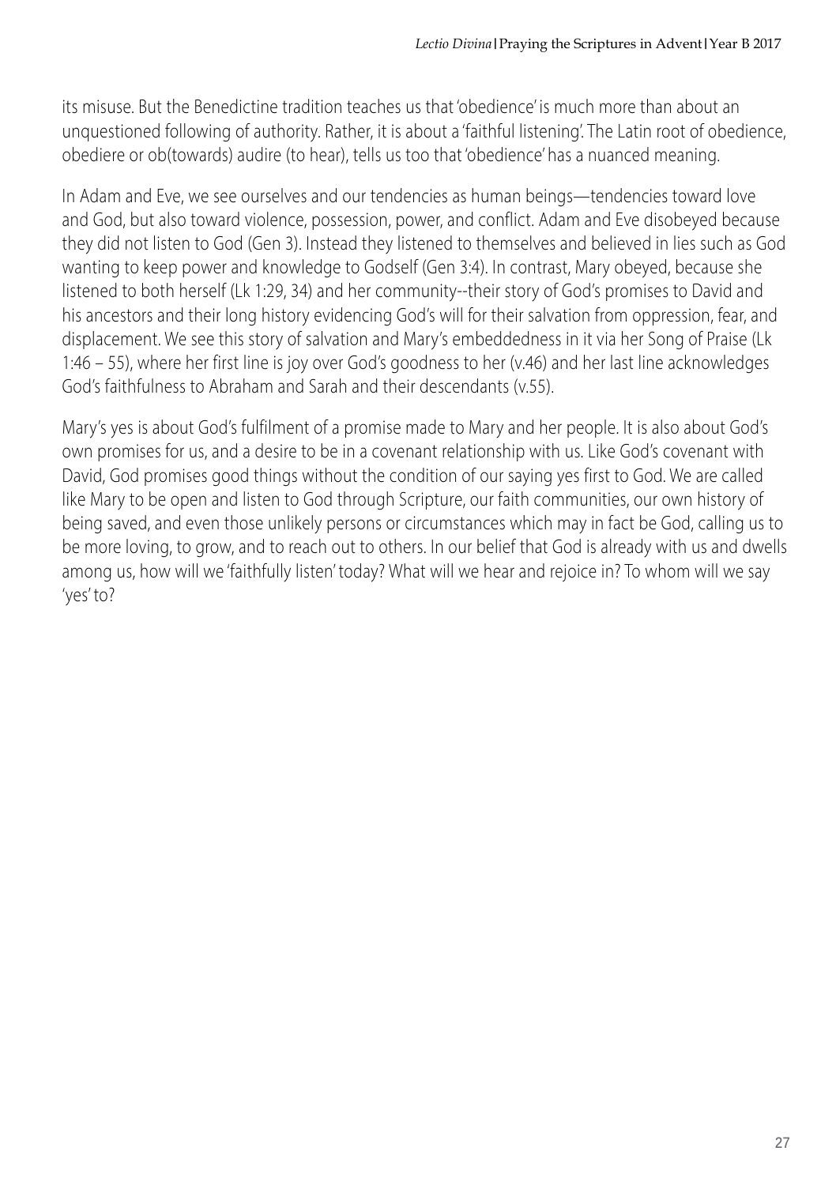its misuse. But the Benedictine tradition teaches us that 'obedience' is much more than about an unquestioned following of authority. Rather, it is about a 'faithful listening'. The Latin root of obedience, obediere or ob(towards) audire (to hear), tells us too that 'obedience' has a nuanced meaning.

In Adam and Eve, we see ourselves and our tendencies as human beings—tendencies toward love and God, but also toward violence, possession, power, and conflict. Adam and Eve disobeyed because they did not listen to God (Gen 3). Instead they listened to themselves and believed in lies such as God wanting to keep power and knowledge to Godself (Gen 3:4). In contrast, Mary obeyed, because she listened to both herself (Lk 1:29, 34) and her community--their story of God's promises to David and his ancestors and their long history evidencing God's will for their salvation from oppression, fear, and displacement. We see this story of salvation and Mary's embeddedness in it via her Song of Praise (Lk 1:46 – 55), where her first line is joy over God's goodness to her (v.46) and her last line acknowledges God's faithfulness to Abraham and Sarah and their descendants (v.55).

Mary's yes is about God's fulfilment of a promise made to Mary and her people. It is also about God's own promises for us, and a desire to be in a covenant relationship with us. Like God's covenant with David, God promises good things without the condition of our saying yes first to God. We are called like Mary to be open and listen to God through Scripture, our faith communities, our own history of being saved, and even those unlikely persons or circumstances which may in fact be God, calling us to be more loving, to grow, and to reach out to others. In our belief that God is already with us and dwells among us, how will we 'faithfully listen' today? What will we hear and rejoice in? To whom will we say 'yes' to?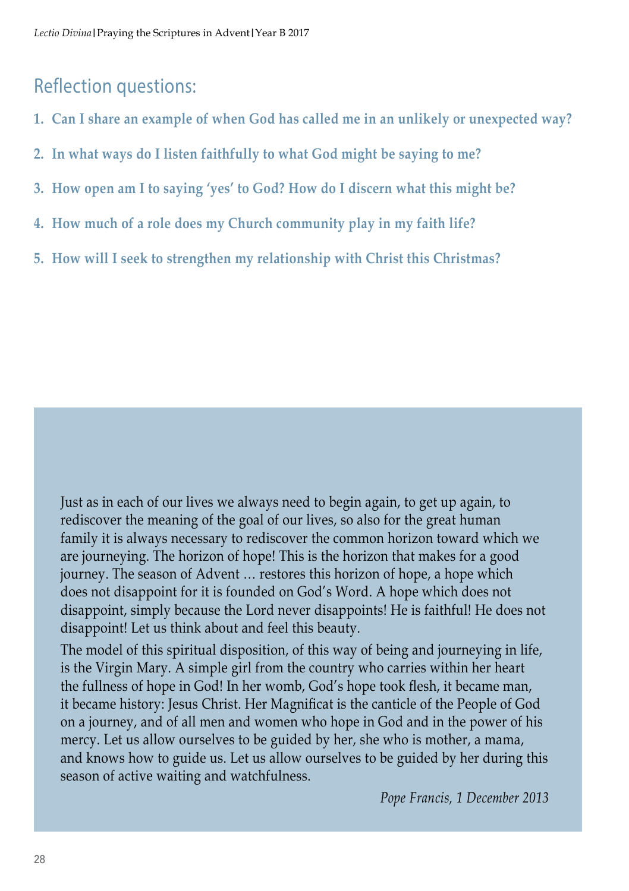## Reflection questions:

1. **Can I share an example of when God has called me in an unlikely or unexpected way?**
2. **In what ways do I listen faithfully to what God might be saying to me?**
3. **How open am I to saying 'yes' to God? How do I discern what this might be?**
4. **How much of a role does my Church community play in my faith life?**
5. **How will I seek to strengthen my relationship with Christ this Christmas?**

Just as in each of our lives we always need to begin again, to get up again, to rediscover the meaning of the goal of our lives, so also for the great human family it is always necessary to rediscover the common horizon toward which we are journeying. The horizon of hope! This is the horizon that makes for a good journey. The season of Advent … restores this horizon of hope, a hope which does not disappoint for it is founded on God's Word. A hope which does not disappoint, simply because the Lord never disappoints! He is faithful! He does not disappoint! Let us think about and feel this beauty.

The model of this spiritual disposition, of this way of being and journeying in life, is the Virgin Mary. A simple girl from the country who carries within her heart the fullness of hope in God! In her womb, God's hope took flesh, it became man, it became history: Jesus Christ. Her Magnificat is the canticle of the People of God on a journey, and of all men and women who hope in God and in the power of his mercy. Let us allow ourselves to be guided by her, she who is mother, a mama, and knows how to guide us. Let us allow ourselves to be guided by her during this season of active waiting and watchfulness.

*Pope Francis, 1 December 2013*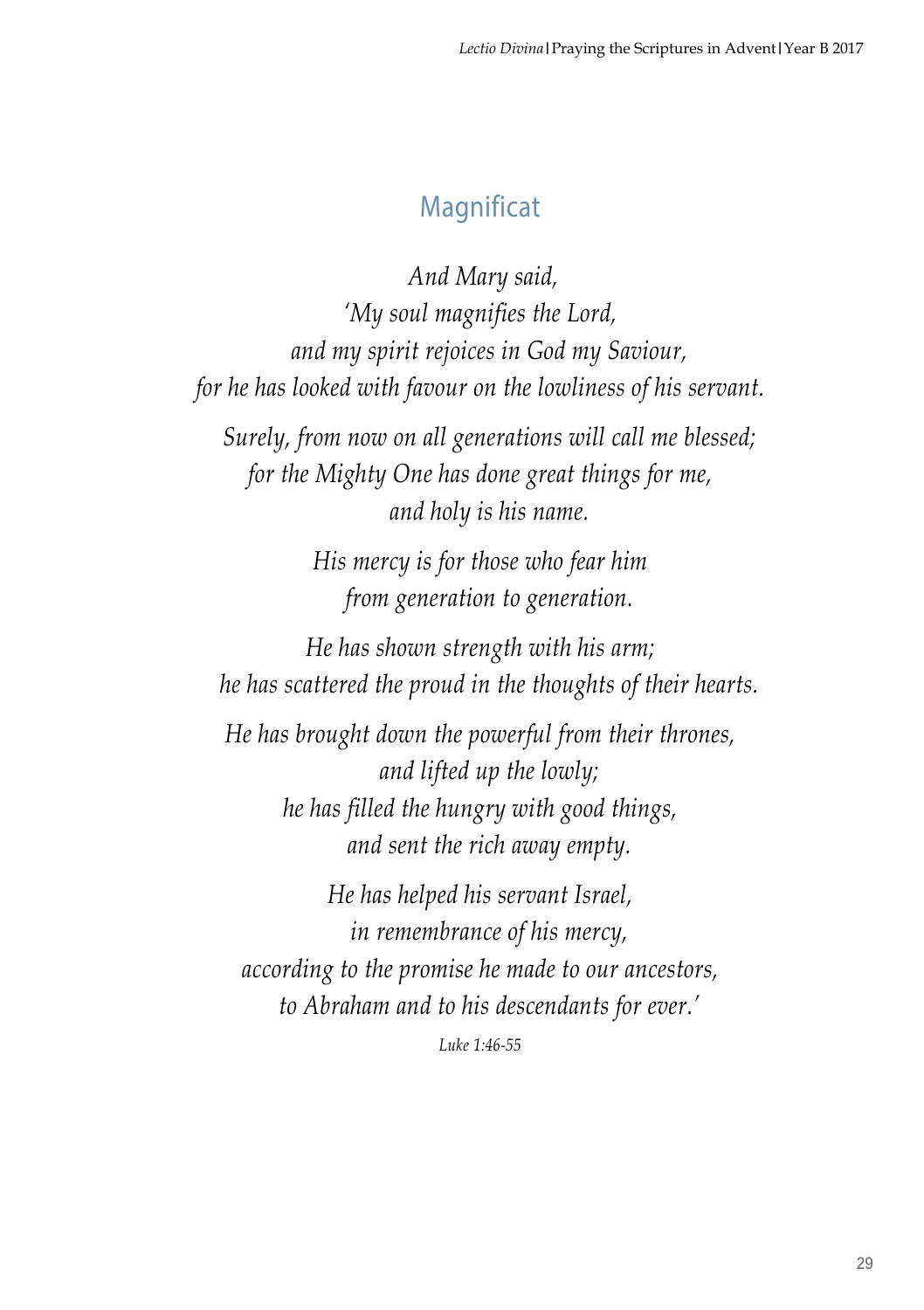## Magnificat

*And Mary said,*
*'My soul magnifies the Lord,*
*and my spirit rejoices in God my Saviour,*
*for he has looked with favour on the lowliness of his servant.*

*Surely, from now on all generations will call me blessed;*
*for the Mighty One has done great things for me,*
*and holy is his name.*

*His mercy is for those who fear him*
*from generation to generation.*

*He has shown strength with his arm;*
*he has scattered the proud in the thoughts of their hearts.*

*He has brought down the powerful from their thrones,*
*and lifted up the lowly;*
*he has filled the hungry with good things,*
*and sent the rich away empty.*

*He has helped his servant Israel,*
*in remembrance of his mercy,*
*according to the promise he made to our ancestors,*
*to Abraham and to his descendants for ever.'*

*Luke 1:46-55*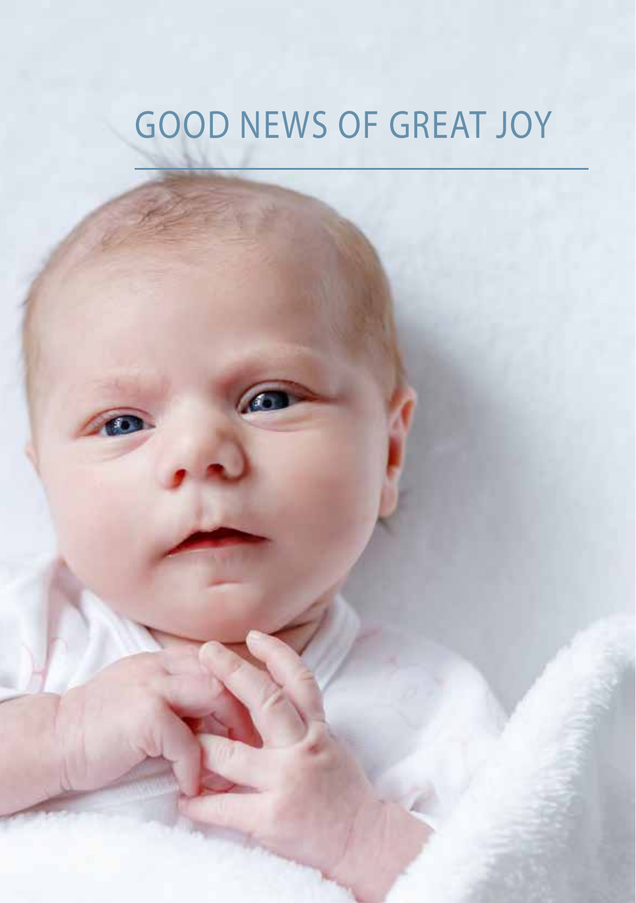# GOOD NEWS OF GREAT JOY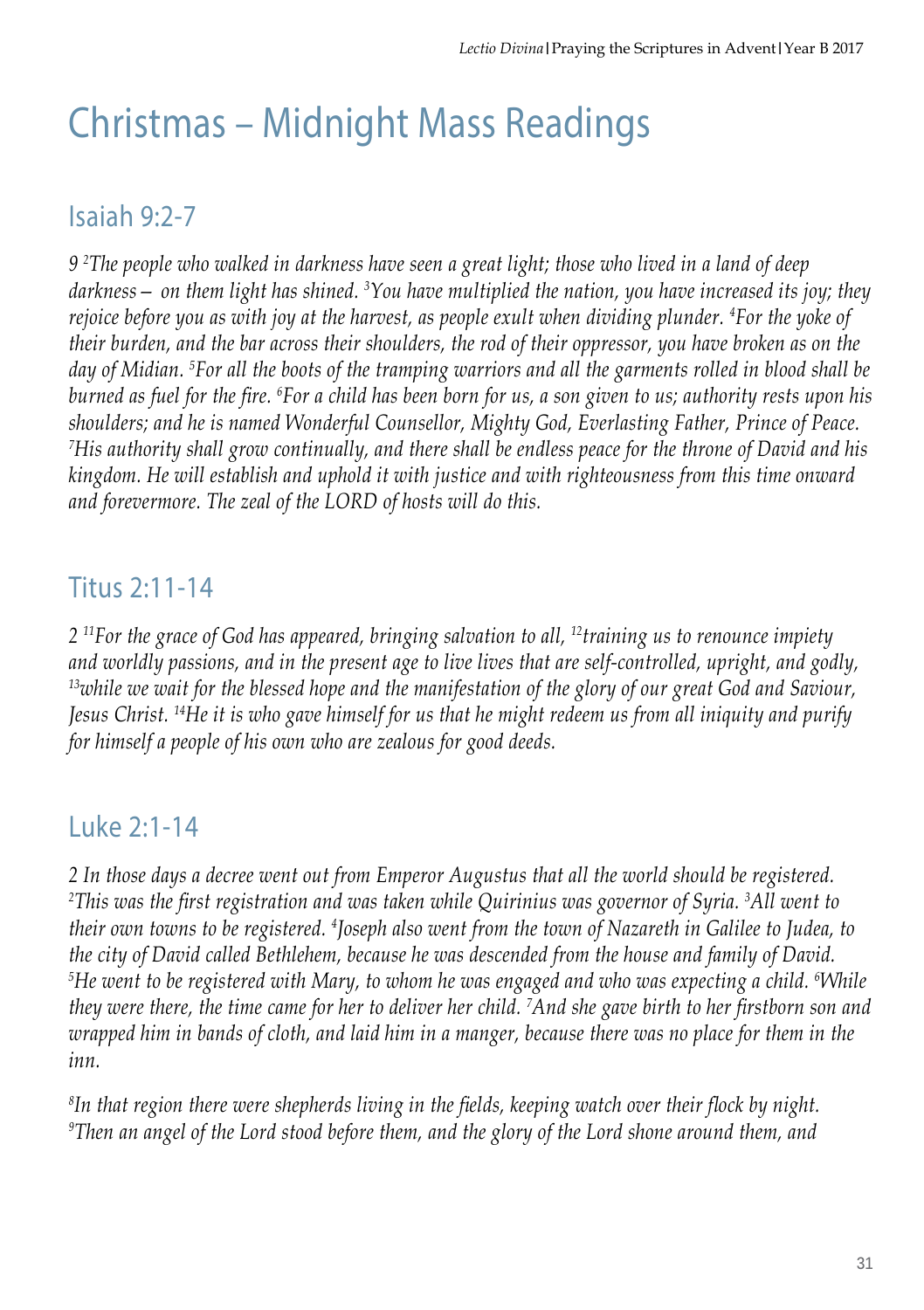# Christmas – Midnight Mass Readings

## Isaiah 9:2-7

*9 [2]The people who walked in darkness have seen a great light; those who lived in a land of deep darkness – on them light has shined. [3]You have multiplied the nation, you have increased its joy; they rejoice before you as with joy at the harvest, as people exult when dividing plunder. [4]For the yoke of their burden, and the bar across their shoulders, the rod of their oppressor, you have broken as on the day of Midian. [5]For all the boots of the tramping warriors and all the garments rolled in blood shall be burned as fuel for the fire. [6]For a child has been born for us, a son given to us; authority rests upon his shoulders; and he is named Wonderful Counsellor, Mighty God, Everlasting Father, Prince of Peace. [7]His authority shall grow continually, and there shall be endless peace for the throne of David and his kingdom. He will establish and uphold it with justice and with righteousness from this time onward and forevermore. The zeal of the LORD of hosts will do this.*

## Titus 2:11-14

*2 [11]For the grace of God has appeared, bringing salvation to all, [12]training us to renounce impiety and worldly passions, and in the present age to live lives that are self-controlled, upright, and godly, [13]while we wait for the blessed hope and the manifestation of the glory of our great God and Saviour, Jesus Christ. [14]He it is who gave himself for us that he might redeem us from all iniquity and purify for himself a people of his own who are zealous for good deeds.*

## Luke 2:1-14

*2 In those days a decree went out from Emperor Augustus that all the world should be registered. [2]This was the first registration and was taken while Quirinius was governor of Syria. [3]All went to their own towns to be registered. [4]Joseph also went from the town of Nazareth in Galilee to Judea, to the city of David called Bethlehem, because he was descended from the house and family of David. [5]He went to be registered with Mary, to whom he was engaged and who was expecting a child. [6]While they were there, the time came for her to deliver her child. [7]And she gave birth to her firstborn son and wrapped him in bands of cloth, and laid him in a manger, because there was no place for them in the inn.*

*[8]In that region there were shepherds living in the fields, keeping watch over their flock by night. [9]Then an angel of the Lord stood before them, and the glory of the Lord shone around them, and*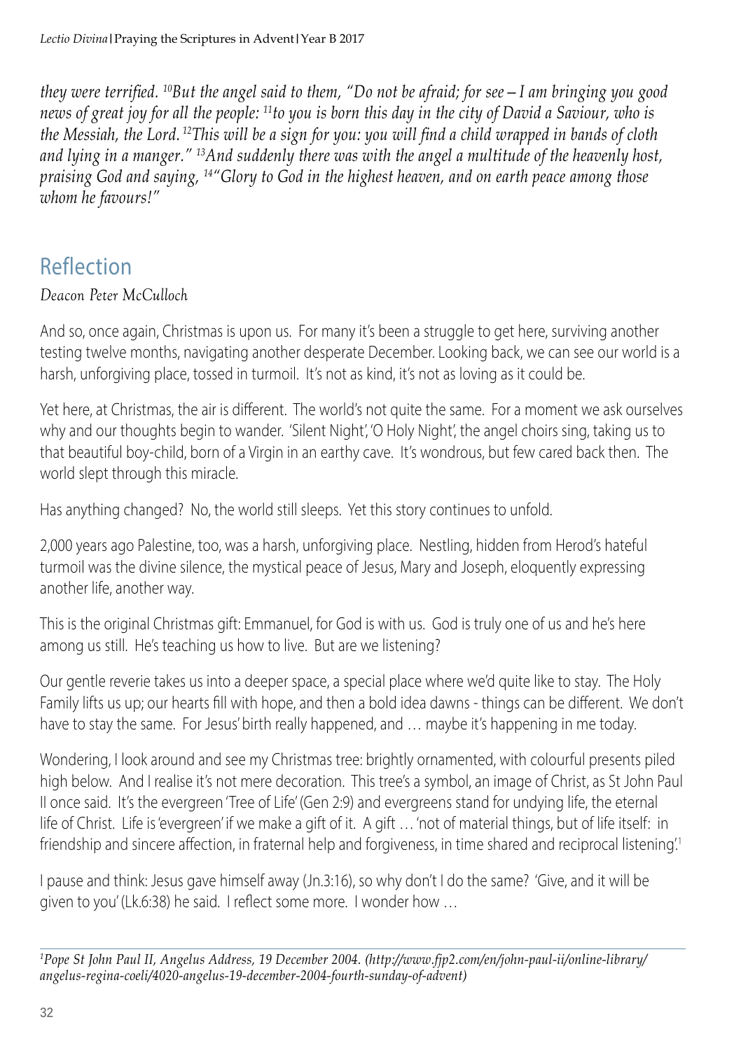*they were terrified. [10]But the angel said to them, "Do not be afraid; for see – I am bringing you good news of great joy for all the people: [11]to you is born this day in the city of David a Saviour, who is the Messiah, the Lord. [12]This will be a sign for you: you will find a child wrapped in bands of cloth and lying in a manger." [13]And suddenly there was with the angel a multitude of the heavenly host, praising God and saying, [14]"Glory to God in the highest heaven, and on earth peace among those whom he favours!"*

## Reflection

*Deacon Peter McCulloch*

And so, once again, Christmas is upon us. For many it's been a struggle to get here, surviving another testing twelve months, navigating another desperate December. Looking back, we can see our world is a harsh, unforgiving place, tossed in turmoil. It's not as kind, it's not as loving as it could be.

Yet here, at Christmas, the air is different. The world's not quite the same. For a moment we ask ourselves why and our thoughts begin to wander. 'Silent Night', 'O Holy Night', the angel choirs sing, taking us to that beautiful boy-child, born of a Virgin in an earthy cave. It's wondrous, but few cared back then. The world slept through this miracle.

Has anything changed? No, the world still sleeps. Yet this story continues to unfold.

2,000 years ago Palestine, too, was a harsh, unforgiving place. Nestling, hidden from Herod's hateful turmoil was the divine silence, the mystical peace of Jesus, Mary and Joseph, eloquently expressing another life, another way.

This is the original Christmas gift: Emmanuel, for God is with us. God is truly one of us and he's here among us still. He's teaching us how to live. But are we listening?

Our gentle reverie takes us into a deeper space, a special place where we'd quite like to stay. The Holy Family lifts us up; our hearts fill with hope, and then a bold idea dawns - things can be different. We don't have to stay the same. For Jesus' birth really happened, and … maybe it's happening in me today.

Wondering, I look around and see my Christmas tree: brightly ornamented, with colourful presents piled high below. And I realise it's not mere decoration. This tree's a symbol, an image of Christ, as St John Paul II once said. It's the evergreen 'Tree of Life' (Gen 2:9) and evergreens stand for undying life, the eternal life of Christ. Life is 'evergreen' if we make a gift of it. A gift … 'not of material things, but of life itself: in friendship and sincere affection, in fraternal help and forgiveness, in time shared and reciprocal listening'.[1]

I pause and think: Jesus gave himself away (Jn.3:16), so why don't I do the same? 'Give, and it will be given to you' (Lk.6:38) he said. I reflect some more. I wonder how …

---

*[1]Pope St John Paul II, Angelus Address, 19 December 2004. (http://www.fjp2.com/en/john-paul-ii/online-library/angelus-regina-coeli/4020-angelus-19-december-2004-fourth-sunday-of-advent)*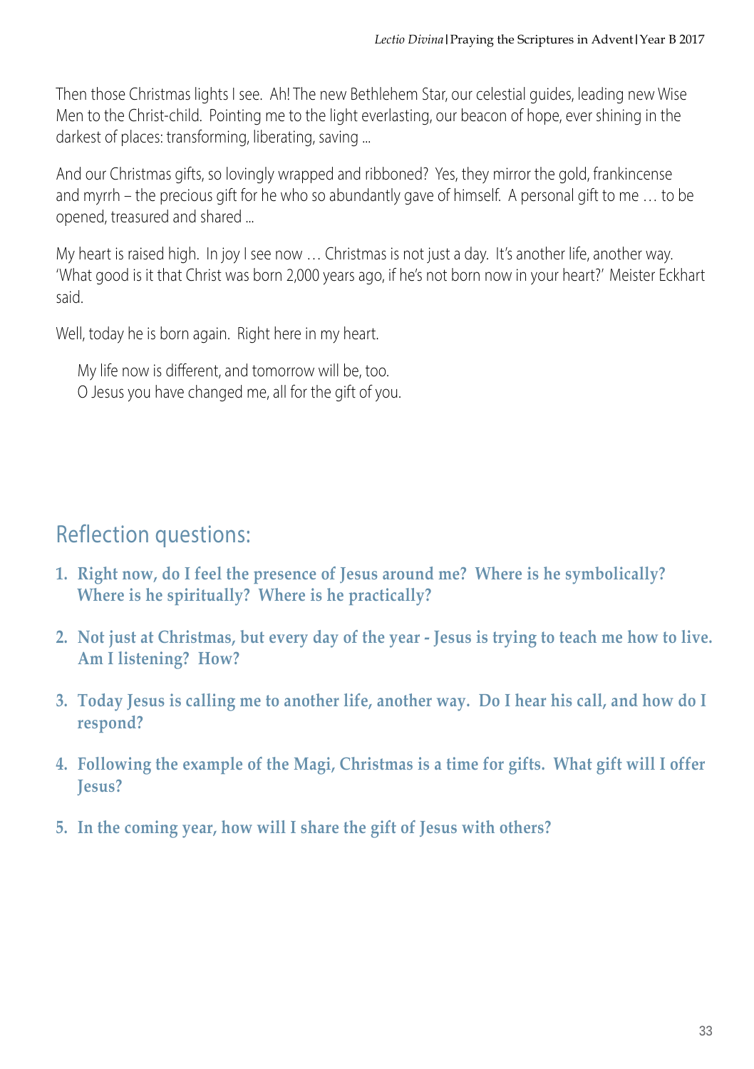Then those Christmas lights I see. Ah! The new Bethlehem Star, our celestial guides, leading new Wise Men to the Christ-child. Pointing me to the light everlasting, our beacon of hope, ever shining in the darkest of places: transforming, liberating, saving ...

And our Christmas gifts, so lovingly wrapped and ribboned? Yes, they mirror the gold, frankincense and myrrh – the precious gift for he who so abundantly gave of himself. A personal gift to me … to be opened, treasured and shared ...

My heart is raised high. In joy I see now … Christmas is not just a day. It's another life, another way. 'What good is it that Christ was born 2,000 years ago, if he's not born now in your heart?' Meister Eckhart said.

Well, today he is born again. Right here in my heart.

> My life now is different, and tomorrow will be, too.
> O Jesus you have changed me, all for the gift of you.

## Reflection questions:

1. **Right now, do I feel the presence of Jesus around me? Where is he symbolically? Where is he spiritually? Where is he practically?**
2. **Not just at Christmas, but every day of the year - Jesus is trying to teach me how to live. Am I listening? How?**
3. **Today Jesus is calling me to another life, another way. Do I hear his call, and how do I respond?**
4. **Following the example of the Magi, Christmas is a time for gifts. What gift will I offer Jesus?**
5. **In the coming year, how will I share the gift of Jesus with others?**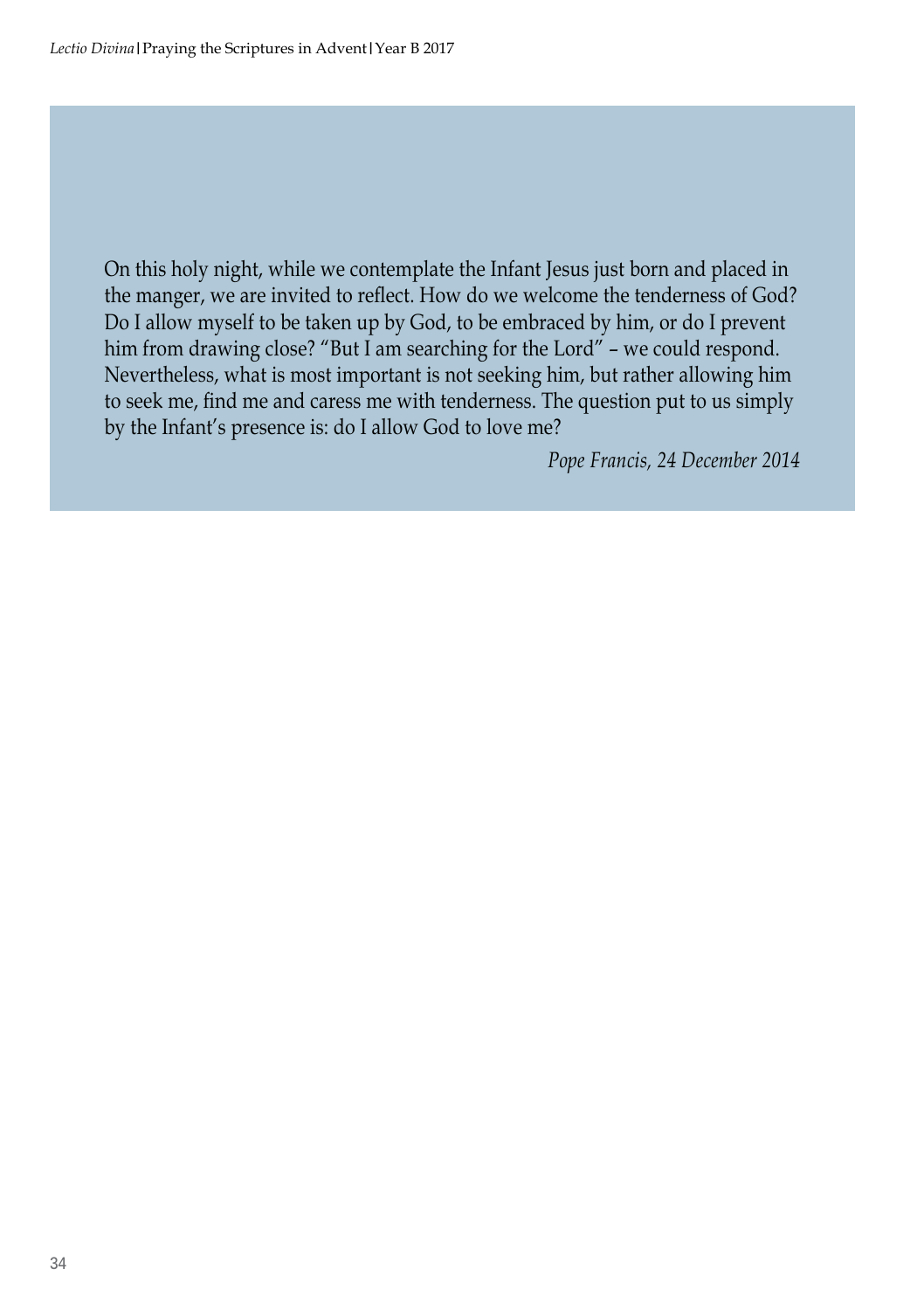On this holy night, while we contemplate the Infant Jesus just born and placed in the manger, we are invited to reflect. How do we welcome the tenderness of God? Do I allow myself to be taken up by God, to be embraced by him, or do I prevent him from drawing close? "But I am searching for the Lord" – we could respond. Nevertheless, what is most important is not seeking him, but rather allowing him to seek me, find me and caress me with tenderness. The question put to us simply by the Infant's presence is: do I allow God to love me?

*Pope Francis, 24 December 2014*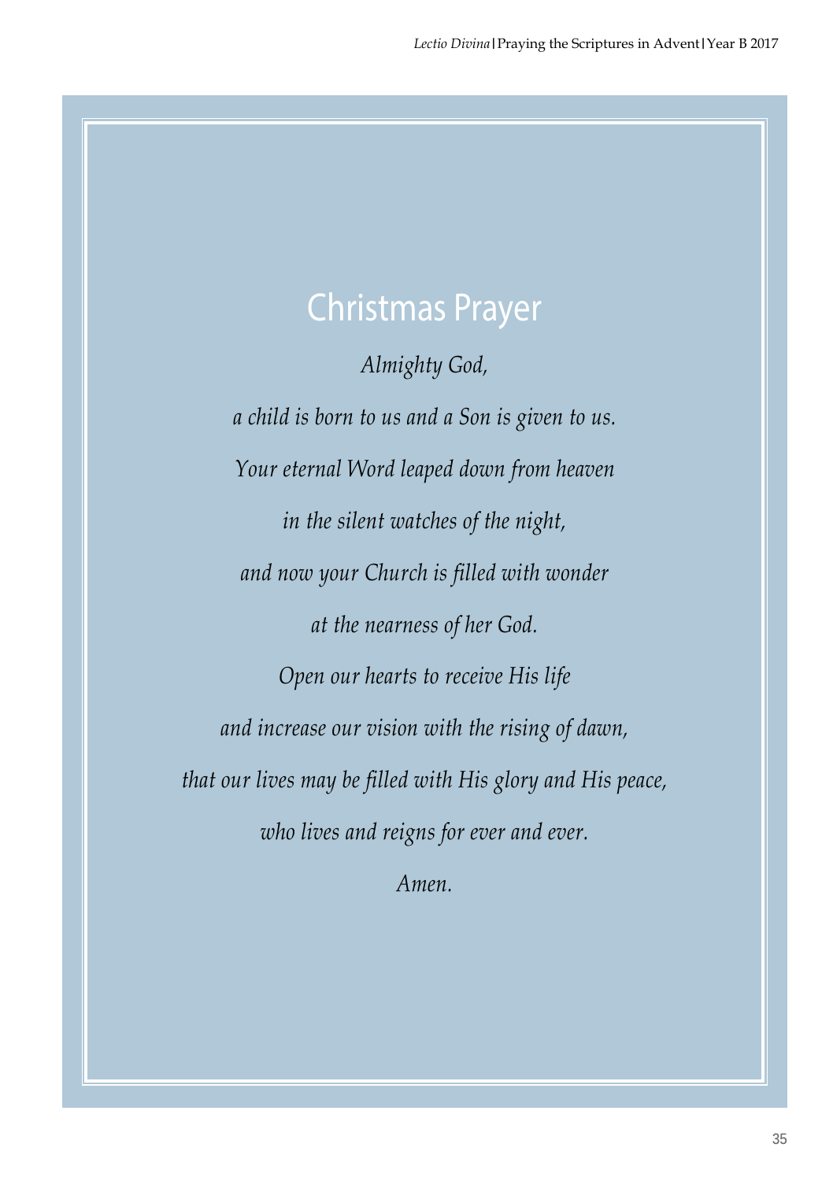# Christmas Prayer

*Almighty God,*

*a child is born to us and a Son is given to us.*

*Your eternal Word leaped down from heaven*

*in the silent watches of the night,*

*and now your Church is filled with wonder*

*at the nearness of her God.*

*Open our hearts to receive His life*

*and increase our vision with the rising of dawn,*

*that our lives may be filled with His glory and His peace,*

*who lives and reigns for ever and ever.*

*Amen.*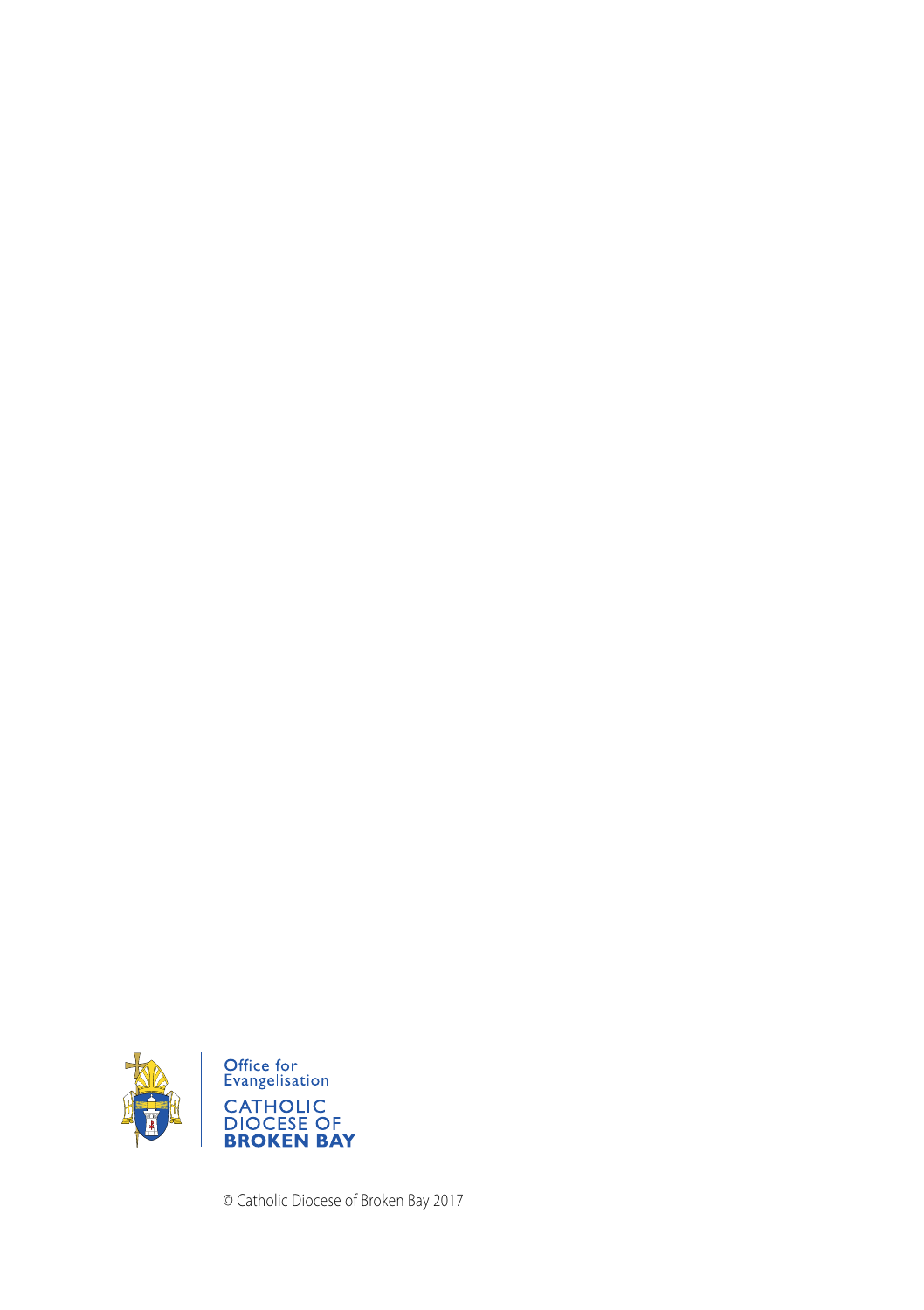Office for Evangelisation

CATHOLIC DIOCESE OF **BROKEN BAY**

© Catholic Diocese of Broken Bay 2017